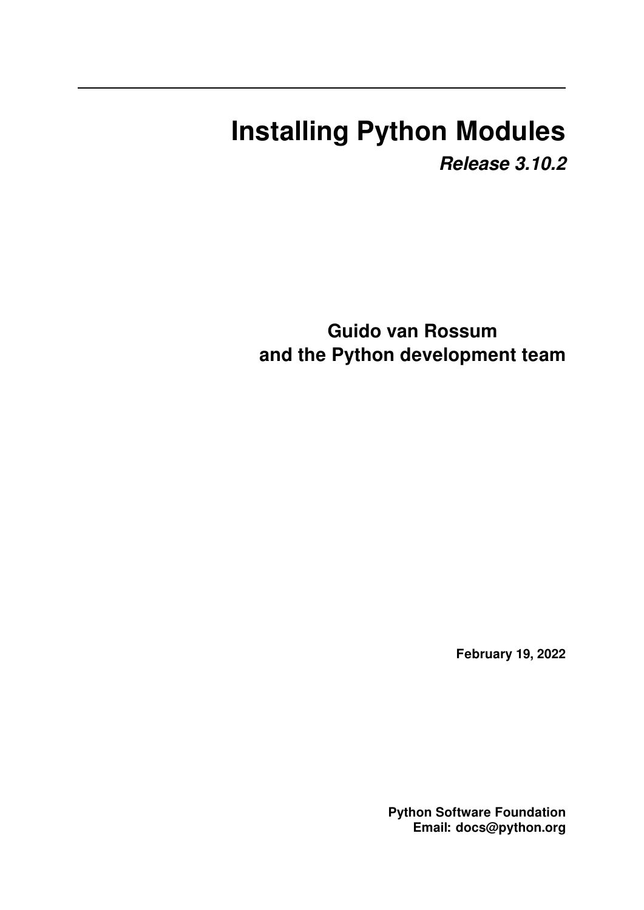# Installing Python Modules

***Release 3.10.2***

**Guido van Rossum**
**and the Python development team**

**February 19, 2022**

**Python Software Foundation**
**Email: docs@python.org**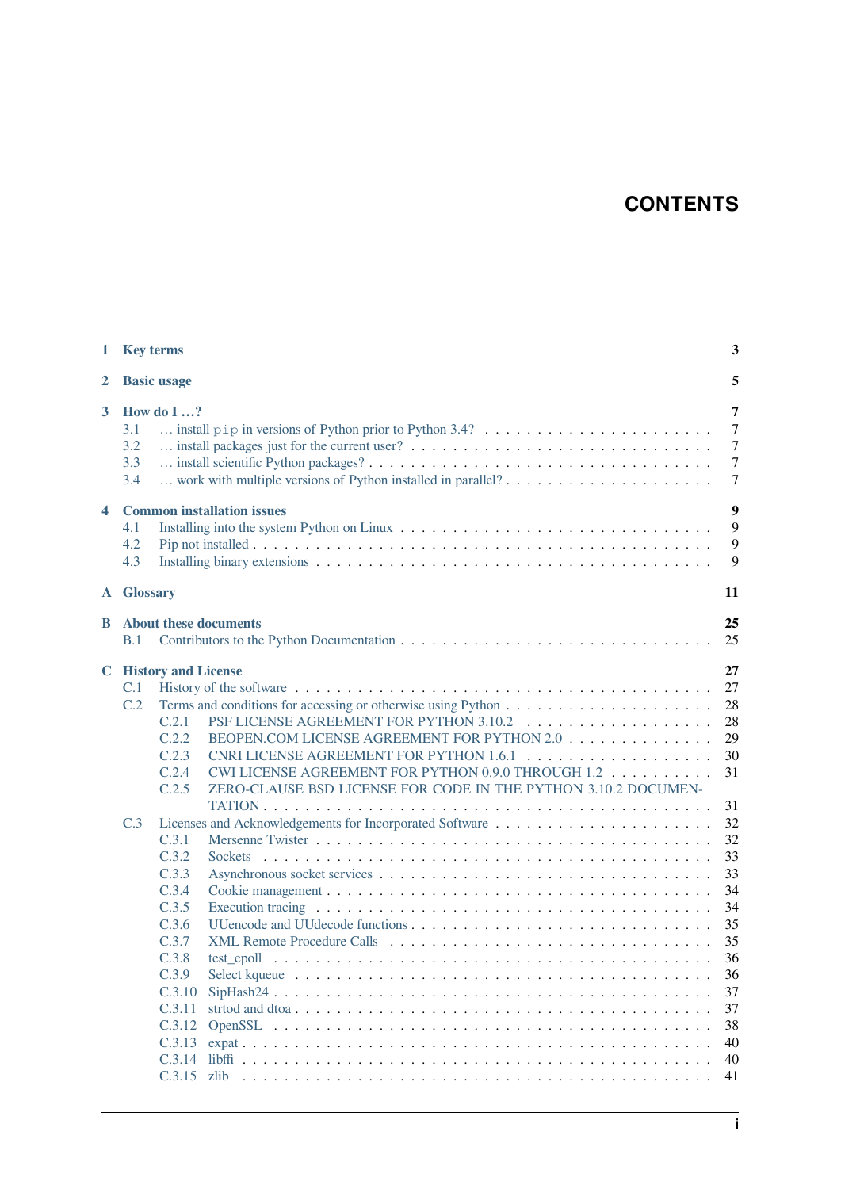# CONTENTS

- **1 Key terms** — **3**
- **2 Basic usage** — **5**
- **3 How do I …?** — **7**
  - 3.1 … install `pip` in versions of Python prior to Python 3.4? — 7
  - 3.2 … install packages just for the current user? — 7
  - 3.3 … install scientific Python packages? — 7
  - 3.4 … work with multiple versions of Python installed in parallel? — 7
- **4 Common installation issues** — **9**
  - 4.1 Installing into the system Python on Linux — 9
  - 4.2 Pip not installed — 9
  - 4.3 Installing binary extensions — 9
- **A Glossary** — **11**
- **B About these documents** — **25**
  - B.1 Contributors to the Python Documentation — 25
- **C History and License** — **27**
  - C.1 History of the software — 27
  - C.2 Terms and conditions for accessing or otherwise using Python — 28
    - C.2.1 PSF LICENSE AGREEMENT FOR PYTHON 3.10.2 — 28
    - C.2.2 BEOPEN.COM LICENSE AGREEMENT FOR PYTHON 2.0 — 29
    - C.2.3 CNRI LICENSE AGREEMENT FOR PYTHON 1.6.1 — 30
    - C.2.4 CWI LICENSE AGREEMENT FOR PYTHON 0.9.0 THROUGH 1.2 — 31
    - C.2.5 ZERO-CLAUSE BSD LICENSE FOR CODE IN THE PYTHON 3.10.2 DOCUMENTATION — 31
  - C.3 Licenses and Acknowledgements for Incorporated Software — 32
    - C.3.1 Mersenne Twister — 32
    - C.3.2 Sockets — 33
    - C.3.3 Asynchronous socket services — 33
    - C.3.4 Cookie management — 34
    - C.3.5 Execution tracing — 34
    - C.3.6 UUencode and UUdecode functions — 35
    - C.3.7 XML Remote Procedure Calls — 35
    - C.3.8 test_epoll — 36
    - C.3.9 Select kqueue — 36
    - C.3.10 SipHash24 — 37
    - C.3.11 strtod and dtoa — 37
    - C.3.12 OpenSSL — 38
    - C.3.13 expat — 40
    - C.3.14 libffi — 40
    - C.3.15 zlib — 41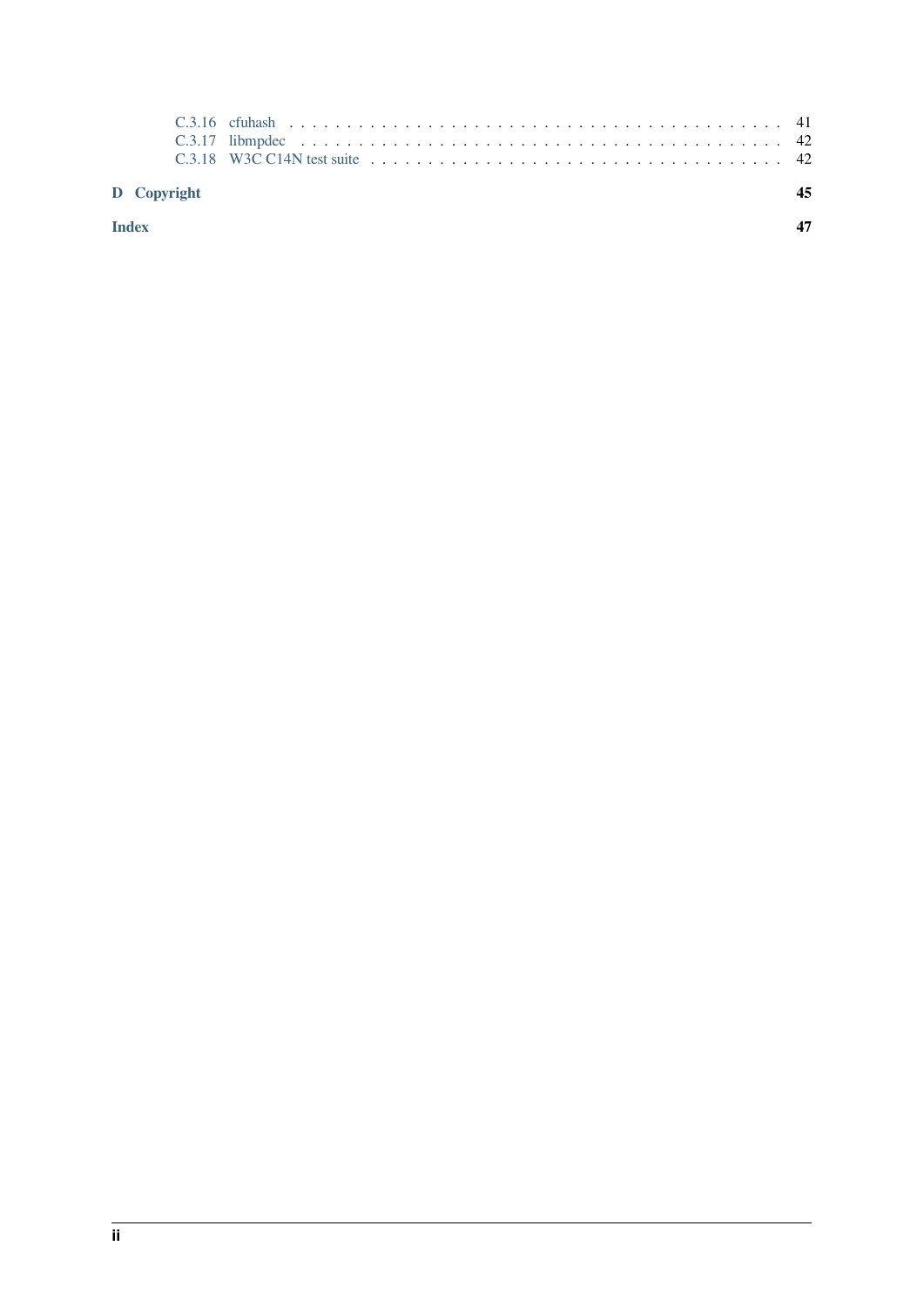C.3.16 cfuhash . . . . . . . . . . . . . . . . . . . . . . . . . . . . . . . . . . . . . . . 41
C.3.17 libmpdec . . . . . . . . . . . . . . . . . . . . . . . . . . . . . . . . . . . . . . . 42
C.3.18 W3C C14N test suite . . . . . . . . . . . . . . . . . . . . . . . . . . . . . . . . . 42

**D Copyright** **45**

**Index** **47**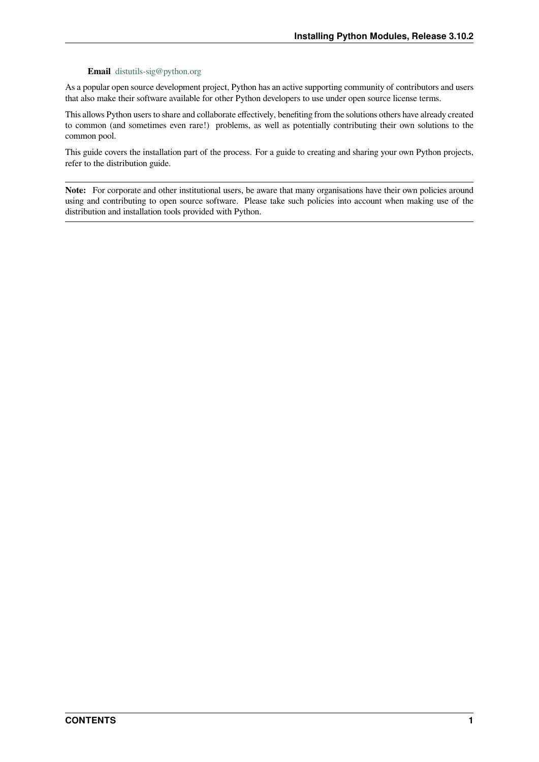**Email** distutils-sig@python.org

As a popular open source development project, Python has an active supporting community of contributors and users that also make their software available for other Python developers to use under open source license terms.

This allows Python users to share and collaborate effectively, benefiting from the solutions others have already created to common (and sometimes even rare!) problems, as well as potentially contributing their own solutions to the common pool.

This guide covers the installation part of the process. For a guide to creating and sharing your own Python projects, refer to the distribution guide.

---

**Note:** For corporate and other institutional users, be aware that many organisations have their own policies around using and contributing to open source software. Please take such policies into account when making use of the distribution and installation tools provided with Python.

---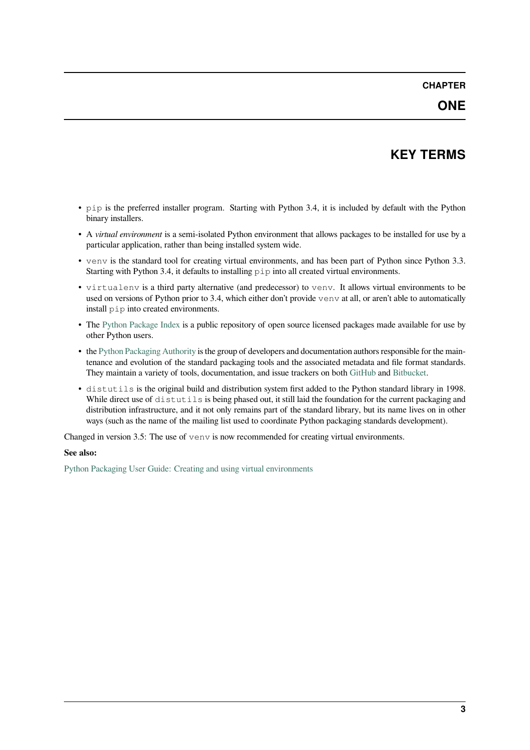# CHAPTER ONE

# KEY TERMS

- `pip` is the preferred installer program. Starting with Python 3.4, it is included by default with the Python binary installers.
- A *virtual environment* is a semi-isolated Python environment that allows packages to be installed for use by a particular application, rather than being installed system wide.
- `venv` is the standard tool for creating virtual environments, and has been part of Python since Python 3.3. Starting with Python 3.4, it defaults to installing `pip` into all created virtual environments.
- `virtualenv` is a third party alternative (and predecessor) to `venv`. It allows virtual environments to be used on versions of Python prior to 3.4, which either don't provide `venv` at all, or aren't able to automatically install `pip` into created environments.
- The Python Package Index is a public repository of open source licensed packages made available for use by other Python users.
- the Python Packaging Authority is the group of developers and documentation authors responsible for the maintenance and evolution of the standard packaging tools and the associated metadata and file format standards. They maintain a variety of tools, documentation, and issue trackers on both GitHub and Bitbucket.
- `distutils` is the original build and distribution system first added to the Python standard library in 1998. While direct use of `distutils` is being phased out, it still laid the foundation for the current packaging and distribution infrastructure, and it not only remains part of the standard library, but its name lives on in other ways (such as the name of the mailing list used to coordinate Python packaging standards development).

Changed in version 3.5: The use of `venv` is now recommended for creating virtual environments.

**See also:**

Python Packaging User Guide: Creating and using virtual environments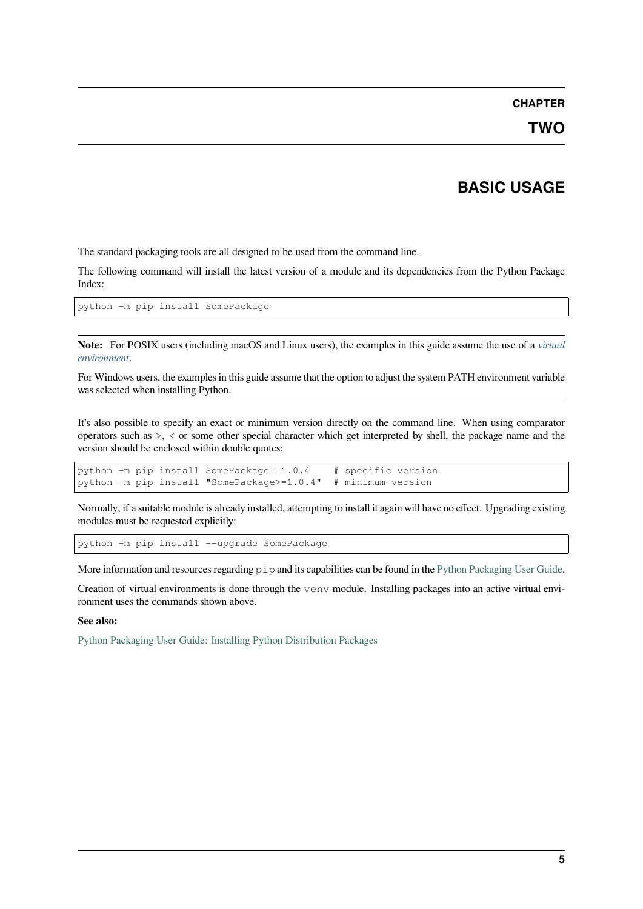# CHAPTER TWO

# BASIC USAGE

The standard packaging tools are all designed to be used from the command line.

The following command will install the latest version of a module and its dependencies from the Python Package Index:

```
python -m pip install SomePackage
```

**Note:** For POSIX users (including macOS and Linux users), the examples in this guide assume the use of a *virtual environment*.

For Windows users, the examples in this guide assume that the option to adjust the system PATH environment variable was selected when installing Python.

It's also possible to specify an exact or minimum version directly on the command line. When using comparator operators such as >, < or some other special character which get interpreted by shell, the package name and the version should be enclosed within double quotes:

```
python -m pip install SomePackage==1.0.4    # specific version
python -m pip install "SomePackage>=1.0.4"  # minimum version
```

Normally, if a suitable module is already installed, attempting to install it again will have no effect. Upgrading existing modules must be requested explicitly:

```
python -m pip install --upgrade SomePackage
```

More information and resources regarding `pip` and its capabilities can be found in the Python Packaging User Guide.

Creation of virtual environments is done through the `venv` module. Installing packages into an active virtual environment uses the commands shown above.

**See also:**

Python Packaging User Guide: Installing Python Distribution Packages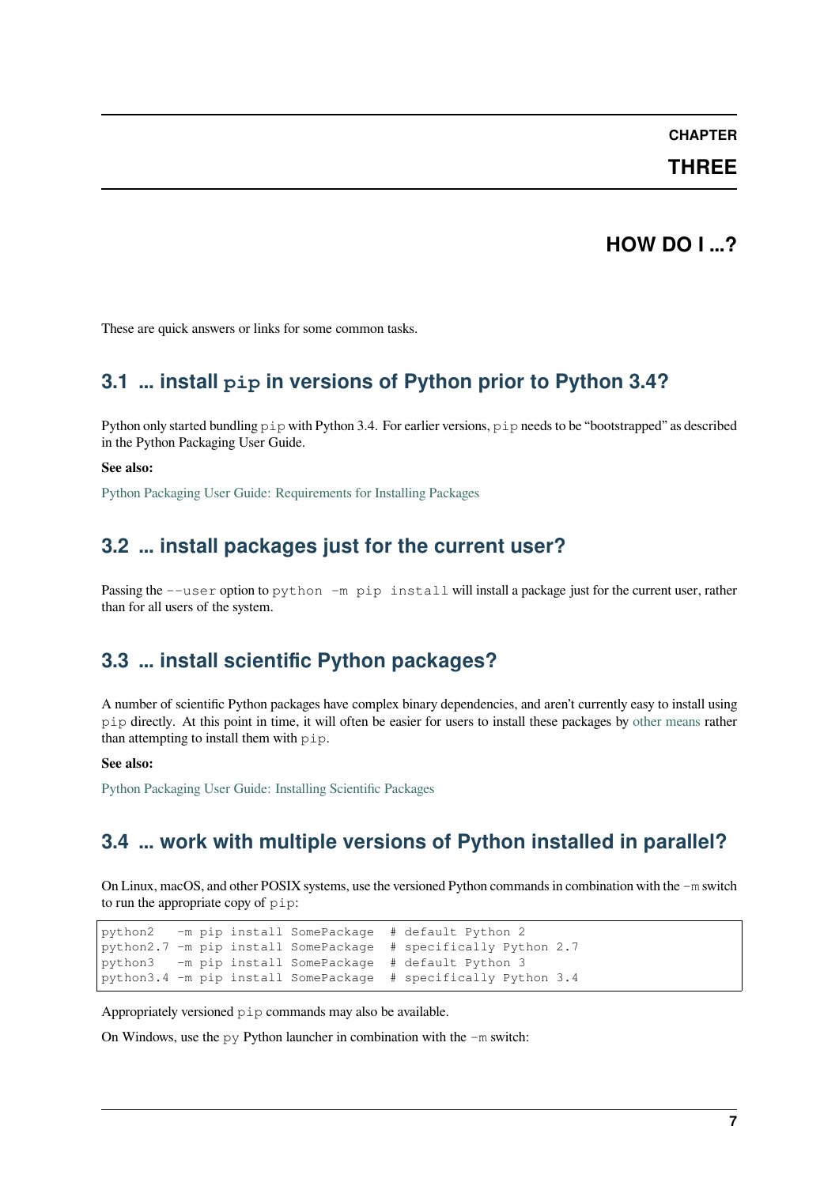# CHAPTER THREE

# HOW DO I ...?

These are quick answers or links for some common tasks.

## 3.1 ... install `pip` in versions of Python prior to Python 3.4?

Python only started bundling `pip` with Python 3.4. For earlier versions, `pip` needs to be "bootstrapped" as described in the Python Packaging User Guide.

**See also:**

Python Packaging User Guide: Requirements for Installing Packages

## 3.2 ... install packages just for the current user?

Passing the `--user` option to `python -m pip install` will install a package just for the current user, rather than for all users of the system.

## 3.3 ... install scientific Python packages?

A number of scientific Python packages have complex binary dependencies, and aren't currently easy to install using `pip` directly. At this point in time, it will often be easier for users to install these packages by other means rather than attempting to install them with `pip`.

**See also:**

Python Packaging User Guide: Installing Scientific Packages

## 3.4 ... work with multiple versions of Python installed in parallel?

On Linux, macOS, and other POSIX systems, use the versioned Python commands in combination with the `-m` switch to run the appropriate copy of `pip`:

```
python2   -m pip install SomePackage  # default Python 2
python2.7 -m pip install SomePackage  # specifically Python 2.7
python3   -m pip install SomePackage  # default Python 3
python3.4 -m pip install SomePackage  # specifically Python 3.4
```

Appropriately versioned `pip` commands may also be available.

On Windows, use the `py` Python launcher in combination with the `-m` switch: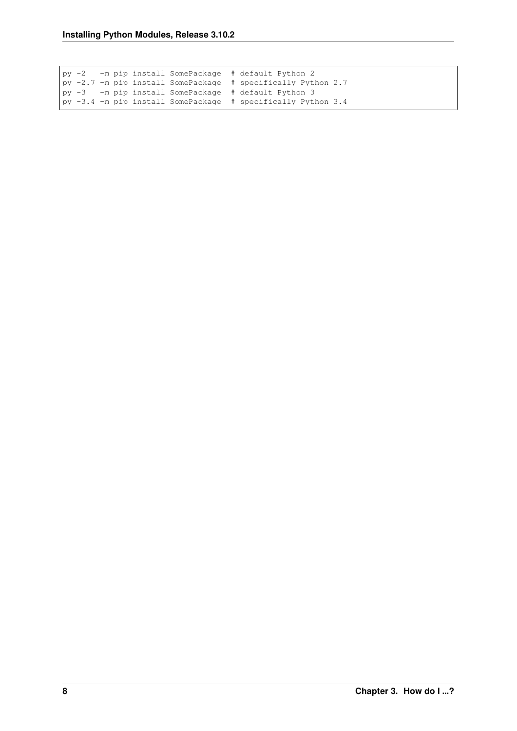```
py -2   -m pip install SomePackage  # default Python 2
py -2.7 -m pip install SomePackage  # specifically Python 2.7
py -3   -m pip install SomePackage  # default Python 3
py -3.4 -m pip install SomePackage  # specifically Python 3.4
```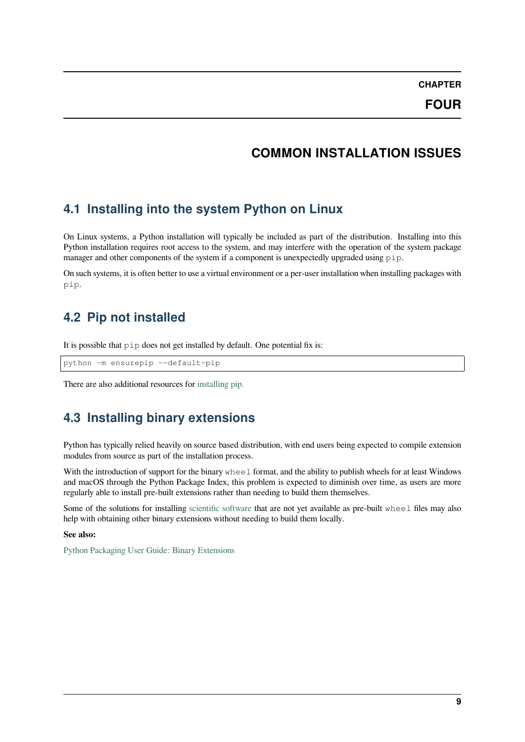# CHAPTER FOUR

# COMMON INSTALLATION ISSUES

## 4.1 Installing into the system Python on Linux

On Linux systems, a Python installation will typically be included as part of the distribution. Installing into this Python installation requires root access to the system, and may interfere with the operation of the system package manager and other components of the system if a component is unexpectedly upgraded using `pip`.

On such systems, it is often better to use a virtual environment or a per-user installation when installing packages with `pip`.

## 4.2 Pip not installed

It is possible that `pip` does not get installed by default. One potential fix is:

```
python -m ensurepip --default-pip
```

There are also additional resources for installing pip.

## 4.3 Installing binary extensions

Python has typically relied heavily on source based distribution, with end users being expected to compile extension modules from source as part of the installation process.

With the introduction of support for the binary `wheel` format, and the ability to publish wheels for at least Windows and macOS through the Python Package Index, this problem is expected to diminish over time, as users are more regularly able to install pre-built extensions rather than needing to build them themselves.

Some of the solutions for installing scientific software that are not yet available as pre-built `wheel` files may also help with obtaining other binary extensions without needing to build them locally.

**See also:**

Python Packaging User Guide: Binary Extensions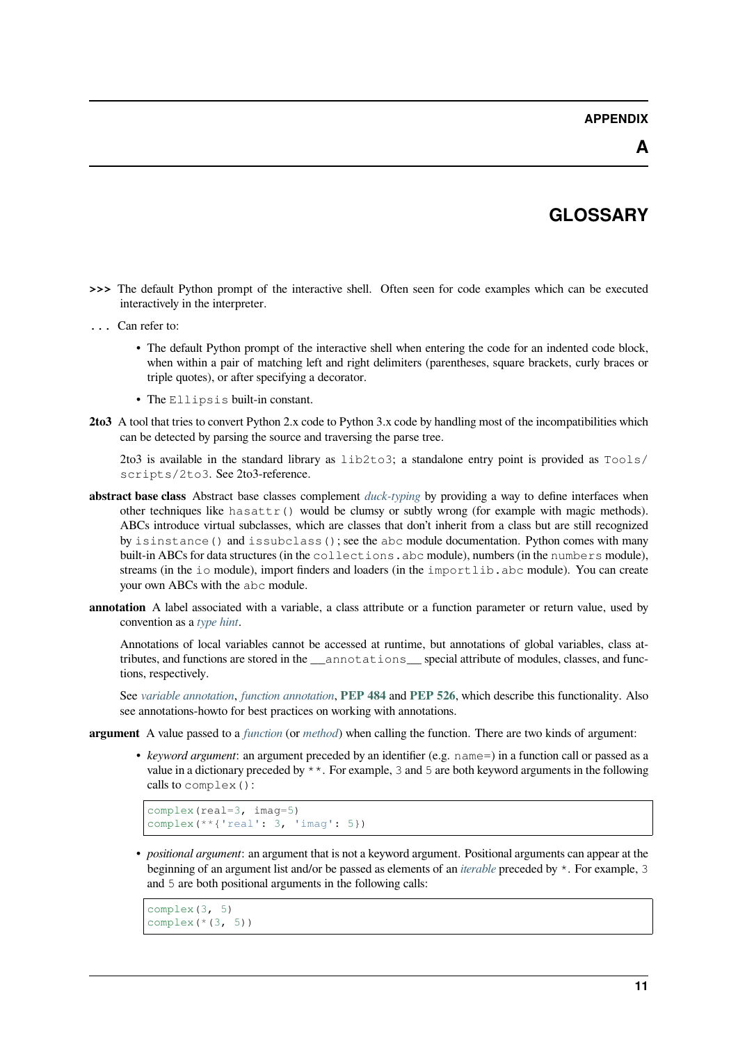# APPENDIX A

# GLOSSARY

**>>>** The default Python prompt of the interactive shell. Often seen for code examples which can be executed interactively in the interpreter.

**...** Can refer to:

- The default Python prompt of the interactive shell when entering the code for an indented code block, when within a pair of matching left and right delimiters (parentheses, square brackets, curly braces or triple quotes), or after specifying a decorator.
- The `Ellipsis` built-in constant.

**2to3** A tool that tries to convert Python 2.x code to Python 3.x code by handling most of the incompatibilities which can be detected by parsing the source and traversing the parse tree.

2to3 is available in the standard library as `lib2to3`; a standalone entry point is provided as `Tools/scripts/2to3`. See 2to3-reference.

**abstract base class** Abstract base classes complement *duck-typing* by providing a way to define interfaces when other techniques like `hasattr()` would be clumsy or subtly wrong (for example with magic methods). ABCs introduce virtual subclasses, which are classes that don't inherit from a class but are still recognized by `isinstance()` and `issubclass()`; see the `abc` module documentation. Python comes with many built-in ABCs for data structures (in the `collections.abc` module), numbers (in the `numbers` module), streams (in the `io` module), import finders and loaders (in the `importlib.abc` module). You can create your own ABCs with the `abc` module.

**annotation** A label associated with a variable, a class attribute or a function parameter or return value, used by convention as a *type hint*.

Annotations of local variables cannot be accessed at runtime, but annotations of global variables, class attributes, and functions are stored in the `__annotations__` special attribute of modules, classes, and functions, respectively.

See *variable annotation*, *function annotation*, **PEP 484** and **PEP 526**, which describe this functionality. Also see annotations-howto for best practices on working with annotations.

**argument** A value passed to a *function* (or *method*) when calling the function. There are two kinds of argument:

- *keyword argument*: an argument preceded by an identifier (e.g. `name=`) in a function call or passed as a value in a dictionary preceded by `**`. For example, `3` and `5` are both keyword arguments in the following calls to `complex()`:

```
complex(real=3, imag=5)
complex(**{'real': 3, 'imag': 5})
```

- *positional argument*: an argument that is not a keyword argument. Positional arguments can appear at the beginning of an argument list and/or be passed as elements of an *iterable* preceded by `*`. For example, `3` and `5` are both positional arguments in the following calls:

```
complex(3, 5)
complex(*(3, 5))
```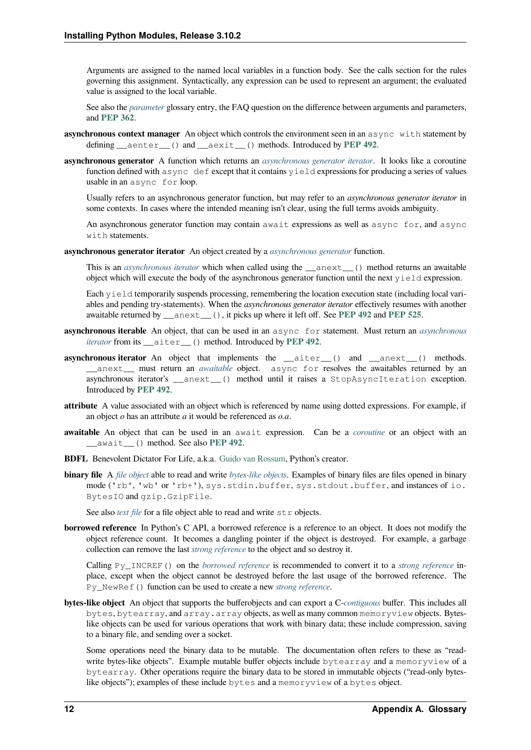Arguments are assigned to the named local variables in a function body. See the calls section for the rules governing this assignment. Syntactically, any expression can be used to represent an argument; the evaluated value is assigned to the local variable.

See also the *parameter* glossary entry, the FAQ question on the difference between arguments and parameters, and **PEP 362**.

**asynchronous context manager** An object which controls the environment seen in an `async with` statement by defining `__aenter__()` and `__aexit__()` methods. Introduced by **PEP 492**.

**asynchronous generator** A function which returns an *asynchronous generator iterator*. It looks like a coroutine function defined with `async def` except that it contains `yield` expressions for producing a series of values usable in an `async for` loop.

Usually refers to an asynchronous generator function, but may refer to an *asynchronous generator iterator* in some contexts. In cases where the intended meaning isn't clear, using the full terms avoids ambiguity.

An asynchronous generator function may contain `await` expressions as well as `async for`, and `async with` statements.

**asynchronous generator iterator** An object created by a *asynchronous generator* function.

This is an *asynchronous iterator* which when called using the `__anext__()` method returns an awaitable object which will execute the body of the asynchronous generator function until the next `yield` expression.

Each `yield` temporarily suspends processing, remembering the location execution state (including local variables and pending try-statements). When the *asynchronous generator iterator* effectively resumes with another awaitable returned by `__anext__()`, it picks up where it left off. See **PEP 492** and **PEP 525**.

**asynchronous iterable** An object, that can be used in an `async for` statement. Must return an *asynchronous iterator* from its `__aiter__()` method. Introduced by **PEP 492**.

**asynchronous iterator** An object that implements the `__aiter__()` and `__anext__()` methods. `__anext__` must return an *awaitable* object. `async for` resolves the awaitables returned by an asynchronous iterator's `__anext__()` method until it raises a `StopAsyncIteration` exception. Introduced by **PEP 492**.

**attribute** A value associated with an object which is referenced by name using dotted expressions. For example, if an object *o* has an attribute *a* it would be referenced as *o.a*.

**awaitable** An object that can be used in an `await` expression. Can be a *coroutine* or an object with an `__await__()` method. See also **PEP 492**.

**BDFL** Benevolent Dictator For Life, a.k.a. Guido van Rossum, Python's creator.

**binary file** A *file object* able to read and write *bytes-like objects*. Examples of binary files are files opened in binary mode (`'rb'`, `'wb'` or `'rb+'`), `sys.stdin.buffer`, `sys.stdout.buffer`, and instances of `io.BytesIO` and `gzip.GzipFile`.

See also *text file* for a file object able to read and write `str` objects.

**borrowed reference** In Python's C API, a borrowed reference is a reference to an object. It does not modify the object reference count. It becomes a dangling pointer if the object is destroyed. For example, a garbage collection can remove the last *strong reference* to the object and so destroy it.

Calling `Py_INCREF()` on the *borrowed reference* is recommended to convert it to a *strong reference* in-place, except when the object cannot be destroyed before the last usage of the borrowed reference. The `Py_NewRef()` function can be used to create a new *strong reference*.

**bytes-like object** An object that supports the bufferobjects and can export a C-*contiguous* buffer. This includes all `bytes`, `bytearray`, and `array.array` objects, as well as many common `memoryview` objects. Bytes-like objects can be used for various operations that work with binary data; these include compression, saving to a binary file, and sending over a socket.

Some operations need the binary data to be mutable. The documentation often refers to these as "read-write bytes-like objects". Example mutable buffer objects include `bytearray` and a `memoryview` of a `bytearray`. Other operations require the binary data to be stored in immutable objects ("read-only bytes-like objects"); examples of these include `bytes` and a `memoryview` of a `bytes` object.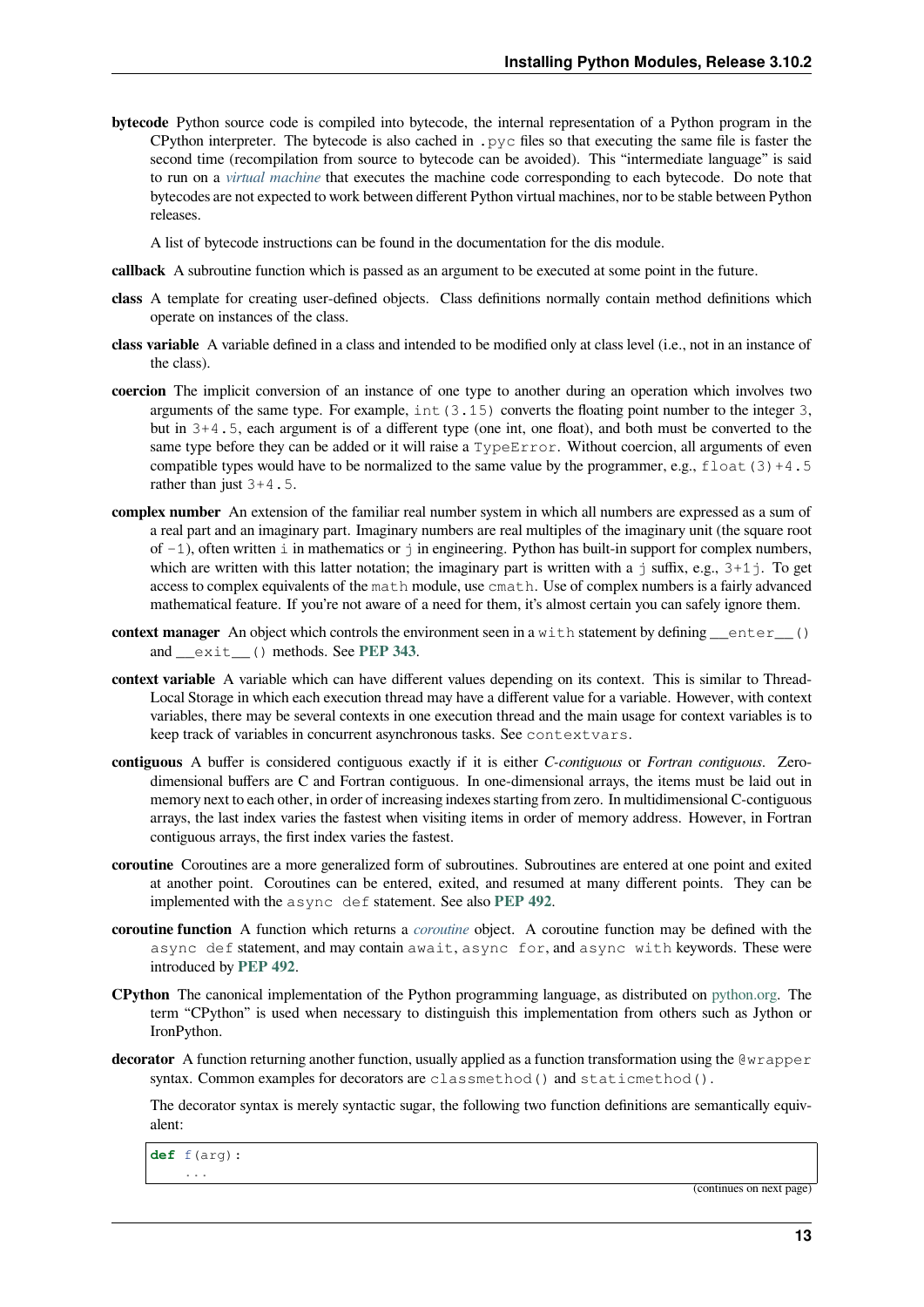**bytecode** Python source code is compiled into bytecode, the internal representation of a Python program in the CPython interpreter. The bytecode is also cached in `.pyc` files so that executing the same file is faster the second time (recompilation from source to bytecode can be avoided). This "intermediate language" is said to run on a *virtual machine* that executes the machine code corresponding to each bytecode. Do note that bytecodes are not expected to work between different Python virtual machines, nor to be stable between Python releases.

A list of bytecode instructions can be found in the documentation for the dis module.

**callback** A subroutine function which is passed as an argument to be executed at some point in the future.

**class** A template for creating user-defined objects. Class definitions normally contain method definitions which operate on instances of the class.

**class variable** A variable defined in a class and intended to be modified only at class level (i.e., not in an instance of the class).

**coercion** The implicit conversion of an instance of one type to another during an operation which involves two arguments of the same type. For example, `int(3.15)` converts the floating point number to the integer `3`, but in `3+4.5`, each argument is of a different type (one int, one float), and both must be converted to the same type before they can be added or it will raise a `TypeError`. Without coercion, all arguments of even compatible types would have to be normalized to the same value by the programmer, e.g., `float(3)+4.5` rather than just `3+4.5`.

**complex number** An extension of the familiar real number system in which all numbers are expressed as a sum of a real part and an imaginary part. Imaginary numbers are real multiples of the imaginary unit (the square root of `-1`), often written `i` in mathematics or `j` in engineering. Python has built-in support for complex numbers, which are written with this latter notation; the imaginary part is written with a `j` suffix, e.g., `3+1j`. To get access to complex equivalents of the `math` module, use `cmath`. Use of complex numbers is a fairly advanced mathematical feature. If you're not aware of a need for them, it's almost certain you can safely ignore them.

**context manager** An object which controls the environment seen in a `with` statement by defining `__enter__()` and `__exit__()` methods. See **PEP 343**.

**context variable** A variable which can have different values depending on its context. This is similar to Thread-Local Storage in which each execution thread may have a different value for a variable. However, with context variables, there may be several contexts in one execution thread and the main usage for context variables is to keep track of variables in concurrent asynchronous tasks. See `contextvars`.

**contiguous** A buffer is considered contiguous exactly if it is either *C-contiguous* or *Fortran contiguous*. Zero-dimensional buffers are C and Fortran contiguous. In one-dimensional arrays, the items must be laid out in memory next to each other, in order of increasing indexes starting from zero. In multidimensional C-contiguous arrays, the last index varies the fastest when visiting items in order of memory address. However, in Fortran contiguous arrays, the first index varies the fastest.

**coroutine** Coroutines are a more generalized form of subroutines. Subroutines are entered at one point and exited at another point. Coroutines can be entered, exited, and resumed at many different points. They can be implemented with the `async def` statement. See also **PEP 492**.

**coroutine function** A function which returns a *coroutine* object. A coroutine function may be defined with the `async def` statement, and may contain `await`, `async for`, and `async with` keywords. These were introduced by **PEP 492**.

**CPython** The canonical implementation of the Python programming language, as distributed on python.org. The term "CPython" is used when necessary to distinguish this implementation from others such as Jython or IronPython.

**decorator** A function returning another function, usually applied as a function transformation using the `@wrapper` syntax. Common examples for decorators are `classmethod()` and `staticmethod()`.

The decorator syntax is merely syntactic sugar, the following two function definitions are semantically equivalent:

```
def f(arg):
    ...
```

(continues on next page)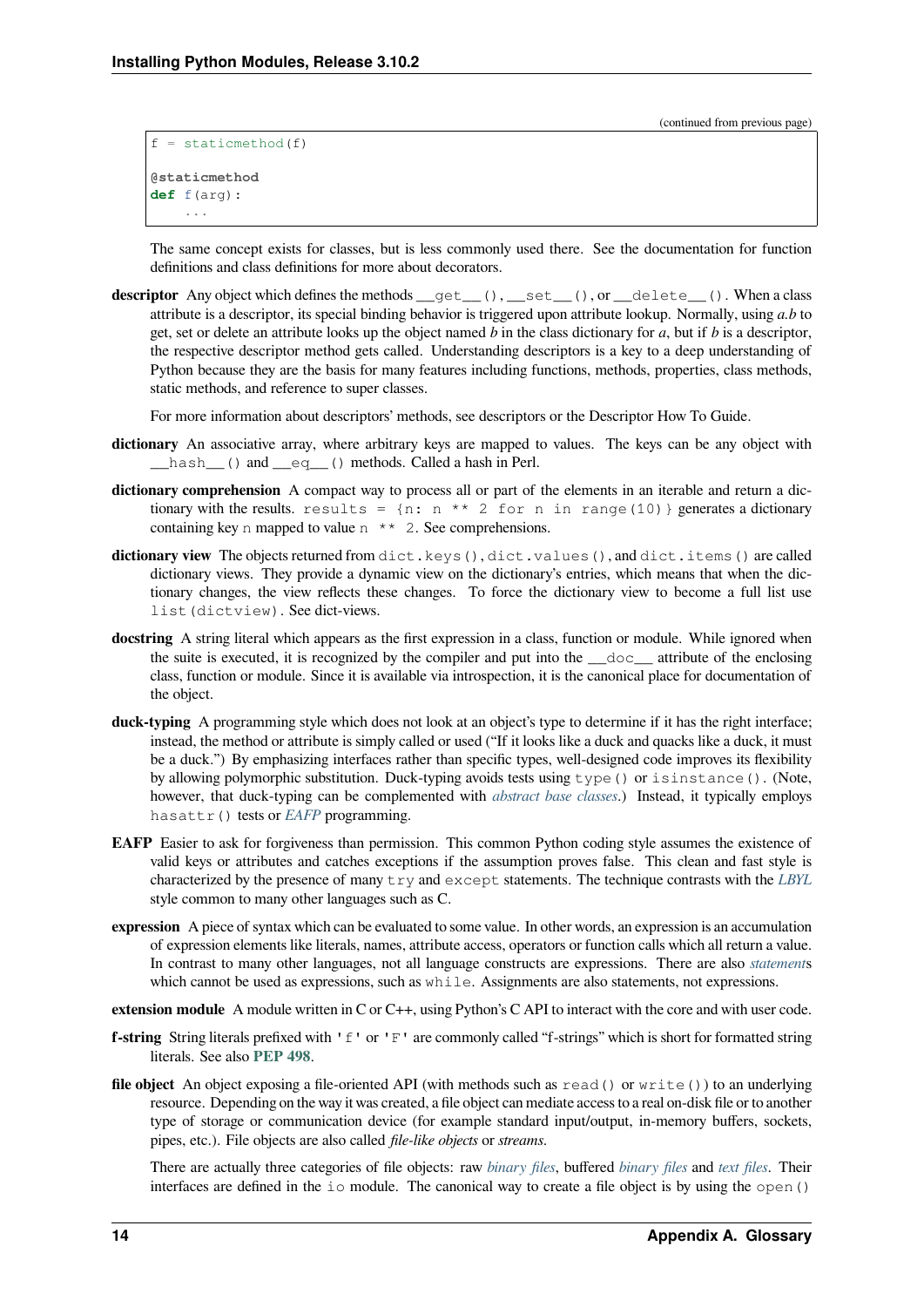(continued from previous page)

```
f = staticmethod(f)

@staticmethod
def f(arg):
    ...
```

The same concept exists for classes, but is less commonly used there. See the documentation for function definitions and class definitions for more about decorators.

**descriptor** Any object which defines the methods `__get__()`, `__set__()`, or `__delete__()`. When a class attribute is a descriptor, its special binding behavior is triggered upon attribute lookup. Normally, using *a.b* to get, set or delete an attribute looks up the object named *b* in the class dictionary for *a*, but if *b* is a descriptor, the respective descriptor method gets called. Understanding descriptors is a key to a deep understanding of Python because they are the basis for many features including functions, methods, properties, class methods, static methods, and reference to super classes.

For more information about descriptors' methods, see descriptors or the Descriptor How To Guide.

**dictionary** An associative array, where arbitrary keys are mapped to values. The keys can be any object with `__hash__()` and `__eq__()` methods. Called a hash in Perl.

**dictionary comprehension** A compact way to process all or part of the elements in an iterable and return a dictionary with the results. `results = {n: n ** 2 for n in range(10)}` generates a dictionary containing key `n` mapped to value `n ** 2`. See comprehensions.

**dictionary view** The objects returned from `dict.keys()`, `dict.values()`, and `dict.items()` are called dictionary views. They provide a dynamic view on the dictionary's entries, which means that when the dictionary changes, the view reflects these changes. To force the dictionary view to become a full list use `list(dictview)`. See dict-views.

**docstring** A string literal which appears as the first expression in a class, function or module. While ignored when the suite is executed, it is recognized by the compiler and put into the `__doc__` attribute of the enclosing class, function or module. Since it is available via introspection, it is the canonical place for documentation of the object.

**duck-typing** A programming style which does not look at an object's type to determine if it has the right interface; instead, the method or attribute is simply called or used ("If it looks like a duck and quacks like a duck, it must be a duck.") By emphasizing interfaces rather than specific types, well-designed code improves its flexibility by allowing polymorphic substitution. Duck-typing avoids tests using `type()` or `isinstance()`. (Note, however, that duck-typing can be complemented with *abstract base classes*.) Instead, it typically employs `hasattr()` tests or *EAFP* programming.

**EAFP** Easier to ask for forgiveness than permission. This common Python coding style assumes the existence of valid keys or attributes and catches exceptions if the assumption proves false. This clean and fast style is characterized by the presence of many `try` and `except` statements. The technique contrasts with the *LBYL* style common to many other languages such as C.

**expression** A piece of syntax which can be evaluated to some value. In other words, an expression is an accumulation of expression elements like literals, names, attribute access, operators or function calls which all return a value. In contrast to many other languages, not all language constructs are expressions. There are also *statement*s which cannot be used as expressions, such as `while`. Assignments are also statements, not expressions.

**extension module** A module written in C or C++, using Python's C API to interact with the core and with user code.

**f-string** String literals prefixed with `'f'` or `'F'` are commonly called "f-strings" which is short for formatted string literals. See also **PEP 498**.

**file object** An object exposing a file-oriented API (with methods such as `read()` or `write()`) to an underlying resource. Depending on the way it was created, a file object can mediate access to a real on-disk file or to another type of storage or communication device (for example standard input/output, in-memory buffers, sockets, pipes, etc.). File objects are also called *file-like objects* or *streams*.

There are actually three categories of file objects: raw *binary files*, buffered *binary files* and *text files*. Their interfaces are defined in the `io` module. The canonical way to create a file object is by using the `open()`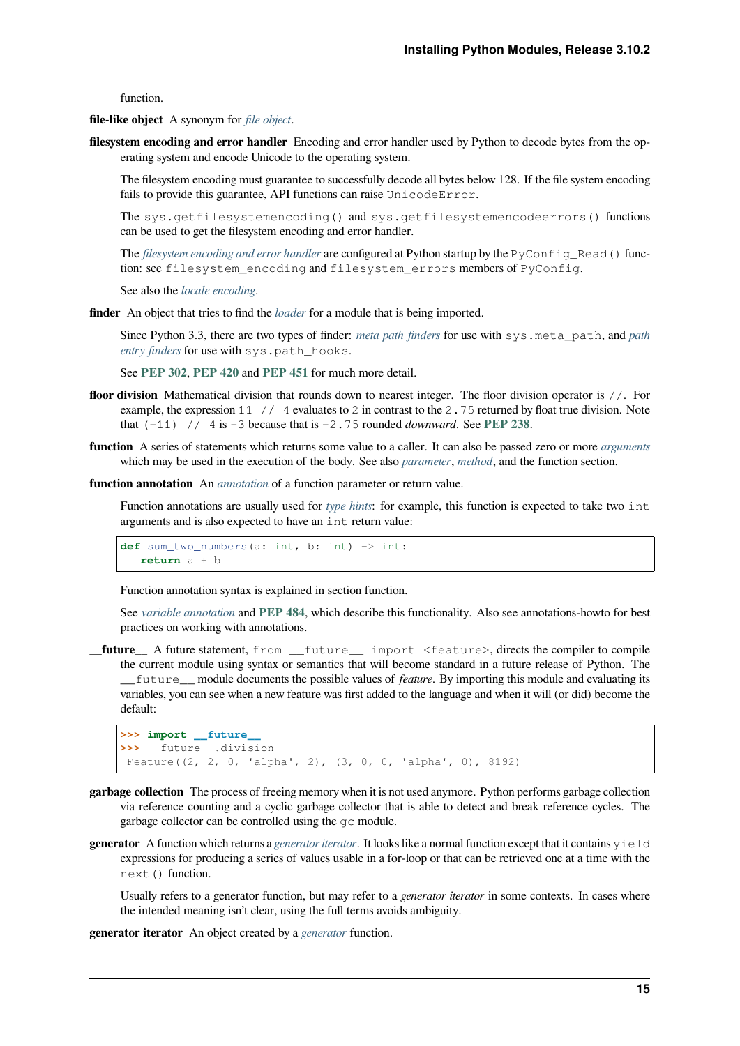function.

**file-like object** A synonym for *file object*.

**filesystem encoding and error handler** Encoding and error handler used by Python to decode bytes from the operating system and encode Unicode to the operating system.

The filesystem encoding must guarantee to successfully decode all bytes below 128. If the file system encoding fails to provide this guarantee, API functions can raise `UnicodeError`.

The `sys.getfilesystemencoding()` and `sys.getfilesystemencodeerrors()` functions can be used to get the filesystem encoding and error handler.

The *filesystem encoding and error handler* are configured at Python startup by the `PyConfig_Read()` function: see `filesystem_encoding` and `filesystem_errors` members of `PyConfig`.

See also the *locale encoding*.

**finder** An object that tries to find the *loader* for a module that is being imported.

Since Python 3.3, there are two types of finder: *meta path finders* for use with `sys.meta_path`, and *path entry finders* for use with `sys.path_hooks`.

See **PEP 302**, **PEP 420** and **PEP 451** for much more detail.

**floor division** Mathematical division that rounds down to nearest integer. The floor division operator is `//`. For example, the expression `11 // 4` evaluates to `2` in contrast to the `2.75` returned by float true division. Note that `(-11) // 4` is `-3` because that is `-2.75` rounded *downward*. See **PEP 238**.

**function** A series of statements which returns some value to a caller. It can also be passed zero or more *arguments* which may be used in the execution of the body. See also *parameter*, *method*, and the function section.

**function annotation** An *annotation* of a function parameter or return value.

Function annotations are usually used for *type hints*: for example, this function is expected to take two `int` arguments and is also expected to have an `int` return value:

```
def sum_two_numbers(a: int, b: int) -> int:
   return a + b
```

Function annotation syntax is explained in section function.

See *variable annotation* and **PEP 484**, which describe this functionality. Also see annotations-howto for best practices on working with annotations.

**__future__** A future statement, `from __future__ import <feature>`, directs the compiler to compile the current module using syntax or semantics that will become standard in a future release of Python. The `__future__` module documents the possible values of *feature*. By importing this module and evaluating its variables, you can see when a new feature was first added to the language and when it will (or did) become the default:

```
>>> import __future__
>>> __future__.division
_Feature((2, 2, 0, 'alpha', 2), (3, 0, 0, 'alpha', 0), 8192)
```

**garbage collection** The process of freeing memory when it is not used anymore. Python performs garbage collection via reference counting and a cyclic garbage collector that is able to detect and break reference cycles. The garbage collector can be controlled using the `gc` module.

**generator** A function which returns a *generator iterator*. It looks like a normal function except that it contains `yield` expressions for producing a series of values usable in a for-loop or that can be retrieved one at a time with the `next()` function.

Usually refers to a generator function, but may refer to a *generator iterator* in some contexts. In cases where the intended meaning isn't clear, using the full terms avoids ambiguity.

**generator iterator** An object created by a *generator* function.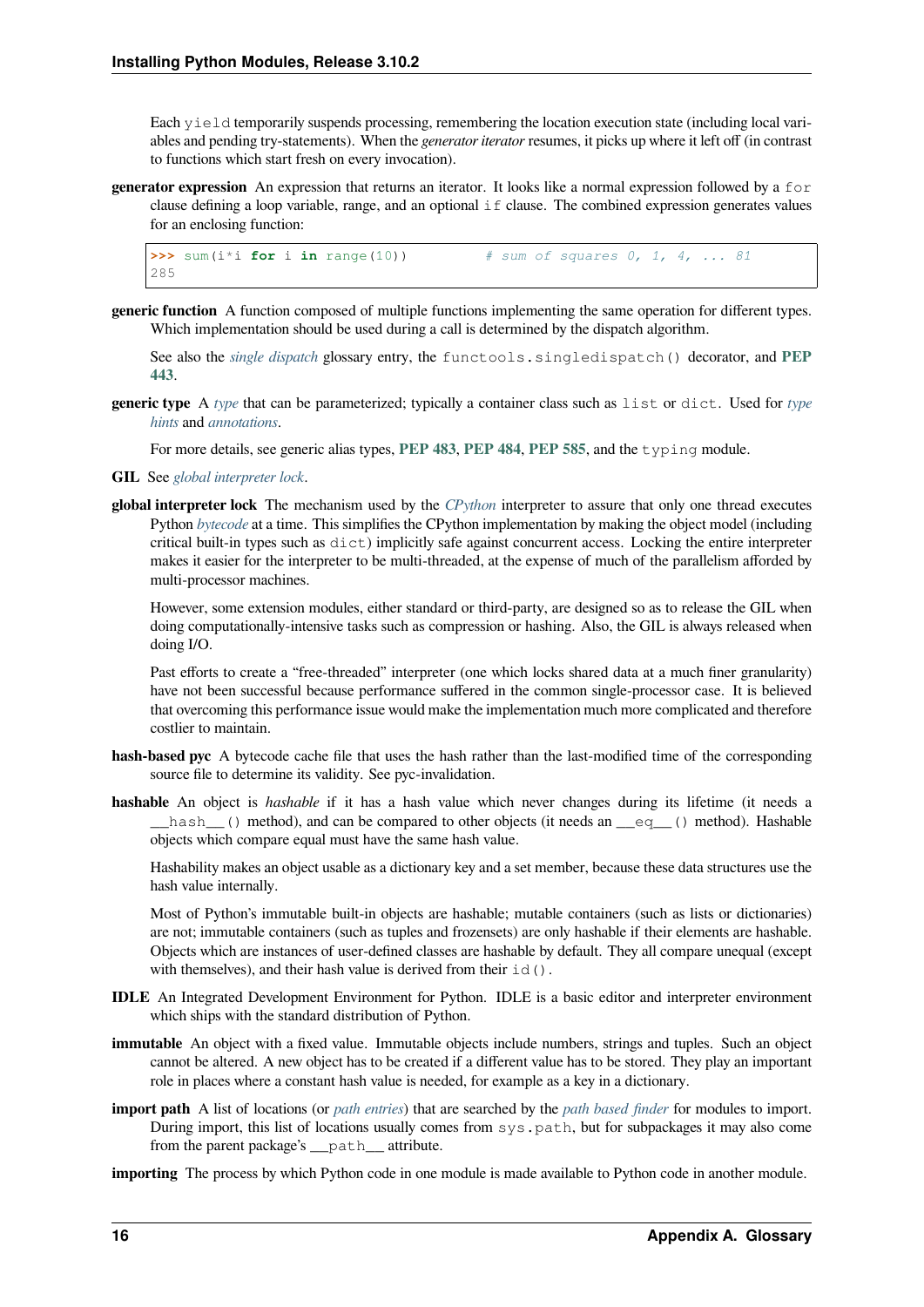Each `yield` temporarily suspends processing, remembering the location execution state (including local variables and pending try-statements). When the *generator iterator* resumes, it picks up where it left off (in contrast to functions which start fresh on every invocation).

**generator expression** An expression that returns an iterator. It looks like a normal expression followed by a `for` clause defining a loop variable, range, and an optional `if` clause. The combined expression generates values for an enclosing function:

```
>>> sum(i*i for i in range(10))         # sum of squares 0, 1, 4, ... 81
285
```

**generic function** A function composed of multiple functions implementing the same operation for different types. Which implementation should be used during a call is determined by the dispatch algorithm.

See also the *single dispatch* glossary entry, the `functools.singledispatch()` decorator, and **PEP 443**.

**generic type** A *type* that can be parameterized; typically a container class such as `list` or `dict`. Used for *type hints* and *annotations*.

For more details, see generic alias types, **PEP 483**, **PEP 484**, **PEP 585**, and the `typing` module.

**GIL** See *global interpreter lock*.

**global interpreter lock** The mechanism used by the *CPython* interpreter to assure that only one thread executes Python *bytecode* at a time. This simplifies the CPython implementation by making the object model (including critical built-in types such as `dict`) implicitly safe against concurrent access. Locking the entire interpreter makes it easier for the interpreter to be multi-threaded, at the expense of much of the parallelism afforded by multi-processor machines.

However, some extension modules, either standard or third-party, are designed so as to release the GIL when doing computationally-intensive tasks such as compression or hashing. Also, the GIL is always released when doing I/O.

Past efforts to create a "free-threaded" interpreter (one which locks shared data at a much finer granularity) have not been successful because performance suffered in the common single-processor case. It is believed that overcoming this performance issue would make the implementation much more complicated and therefore costlier to maintain.

**hash-based pyc** A bytecode cache file that uses the hash rather than the last-modified time of the corresponding source file to determine its validity. See pyc-invalidation.

**hashable** An object is *hashable* if it has a hash value which never changes during its lifetime (it needs a `__hash__()` method), and can be compared to other objects (it needs an `__eq__()` method). Hashable objects which compare equal must have the same hash value.

Hashability makes an object usable as a dictionary key and a set member, because these data structures use the hash value internally.

Most of Python's immutable built-in objects are hashable; mutable containers (such as lists or dictionaries) are not; immutable containers (such as tuples and frozensets) are only hashable if their elements are hashable. Objects which are instances of user-defined classes are hashable by default. They all compare unequal (except with themselves), and their hash value is derived from their `id()`.

**IDLE** An Integrated Development Environment for Python. IDLE is a basic editor and interpreter environment which ships with the standard distribution of Python.

**immutable** An object with a fixed value. Immutable objects include numbers, strings and tuples. Such an object cannot be altered. A new object has to be created if a different value has to be stored. They play an important role in places where a constant hash value is needed, for example as a key in a dictionary.

**import path** A list of locations (or *path entries*) that are searched by the *path based finder* for modules to import. During import, this list of locations usually comes from `sys.path`, but for subpackages it may also come from the parent package's `__path__` attribute.

**importing** The process by which Python code in one module is made available to Python code in another module.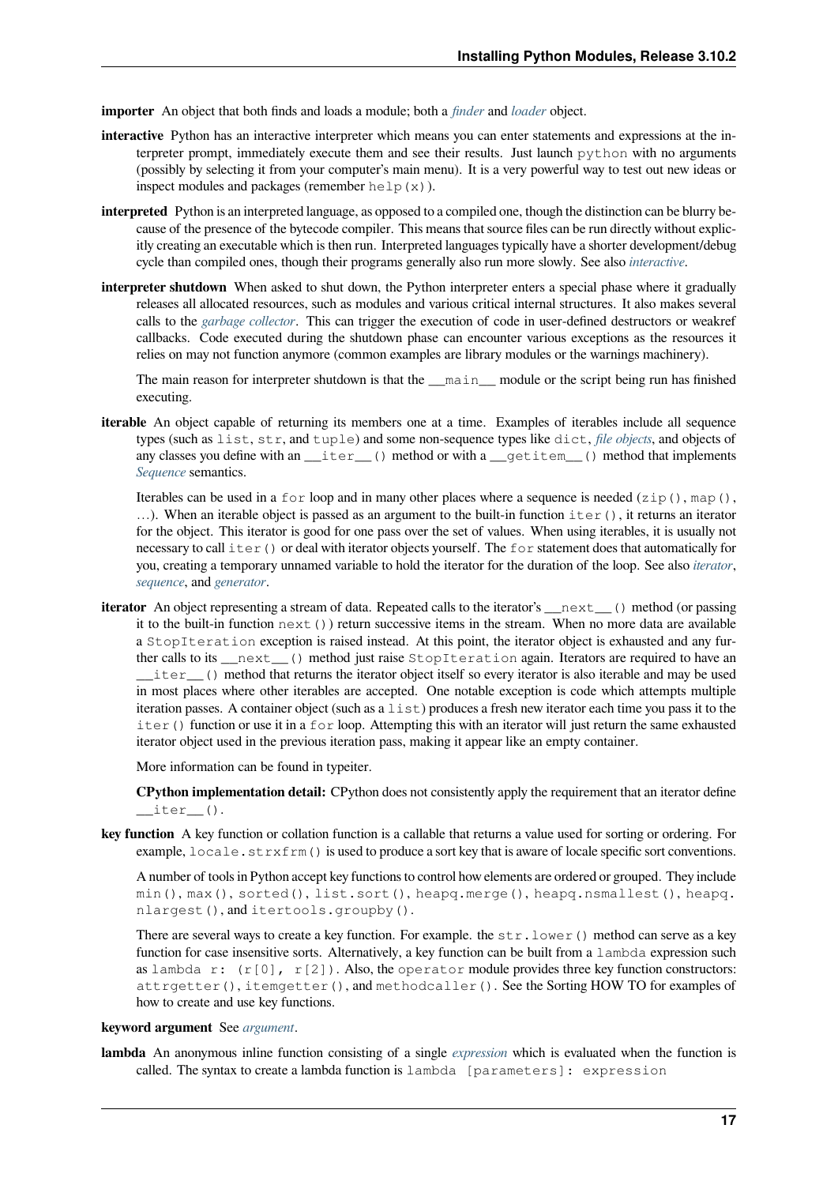**importer** An object that both finds and loads a module; both a *finder* and *loader* object.

**interactive** Python has an interactive interpreter which means you can enter statements and expressions at the interpreter prompt, immediately execute them and see their results. Just launch `python` with no arguments (possibly by selecting it from your computer's main menu). It is a very powerful way to test out new ideas or inspect modules and packages (remember `help(x)`).

**interpreted** Python is an interpreted language, as opposed to a compiled one, though the distinction can be blurry because of the presence of the bytecode compiler. This means that source files can be run directly without explicitly creating an executable which is then run. Interpreted languages typically have a shorter development/debug cycle than compiled ones, though their programs generally also run more slowly. See also *interactive*.

**interpreter shutdown** When asked to shut down, the Python interpreter enters a special phase where it gradually releases all allocated resources, such as modules and various critical internal structures. It also makes several calls to the *garbage collector*. This can trigger the execution of code in user-defined destructors or weakref callbacks. Code executed during the shutdown phase can encounter various exceptions as the resources it relies on may not function anymore (common examples are library modules or the warnings machinery).

The main reason for interpreter shutdown is that the `__main__` module or the script being run has finished executing.

**iterable** An object capable of returning its members one at a time. Examples of iterables include all sequence types (such as `list`, `str`, and `tuple`) and some non-sequence types like `dict`, *file objects*, and objects of any classes you define with an `__iter__()` method or with a `__getitem__()` method that implements *Sequence* semantics.

Iterables can be used in a `for` loop and in many other places where a sequence is needed (`zip()`, `map()`, …). When an iterable object is passed as an argument to the built-in function `iter()`, it returns an iterator for the object. This iterator is good for one pass over the set of values. When using iterables, it is usually not necessary to call `iter()` or deal with iterator objects yourself. The `for` statement does that automatically for you, creating a temporary unnamed variable to hold the iterator for the duration of the loop. See also *iterator*, *sequence*, and *generator*.

**iterator** An object representing a stream of data. Repeated calls to the iterator's `__next__()` method (or passing it to the built-in function `next()`) return successive items in the stream. When no more data are available a `StopIteration` exception is raised instead. At this point, the iterator object is exhausted and any further calls to its `__next__()` method just raise `StopIteration` again. Iterators are required to have an `__iter__()` method that returns the iterator object itself so every iterator is also iterable and may be used in most places where other iterables are accepted. One notable exception is code which attempts multiple iteration passes. A container object (such as a `list`) produces a fresh new iterator each time you pass it to the `iter()` function or use it in a `for` loop. Attempting this with an iterator will just return the same exhausted iterator object used in the previous iteration pass, making it appear like an empty container.

More information can be found in typeiter.

**CPython implementation detail:** CPython does not consistently apply the requirement that an iterator define `__iter__()`.

**key function** A key function or collation function is a callable that returns a value used for sorting or ordering. For example, `locale.strxfrm()` is used to produce a sort key that is aware of locale specific sort conventions.

A number of tools in Python accept key functions to control how elements are ordered or grouped. They include `min()`, `max()`, `sorted()`, `list.sort()`, `heapq.merge()`, `heapq.nsmallest()`, `heapq.nlargest()`, and `itertools.groupby()`.

There are several ways to create a key function. For example. the `str.lower()` method can serve as a key function for case insensitive sorts. Alternatively, a key function can be built from a `lambda` expression such as `lambda r: (r[0], r[2])`. Also, the `operator` module provides three key function constructors: `attrgetter()`, `itemgetter()`, and `methodcaller()`. See the Sorting HOW TO for examples of how to create and use key functions.

**keyword argument** See *argument*.

**lambda** An anonymous inline function consisting of a single *expression* which is evaluated when the function is called. The syntax to create a lambda function is `lambda [parameters]: expression`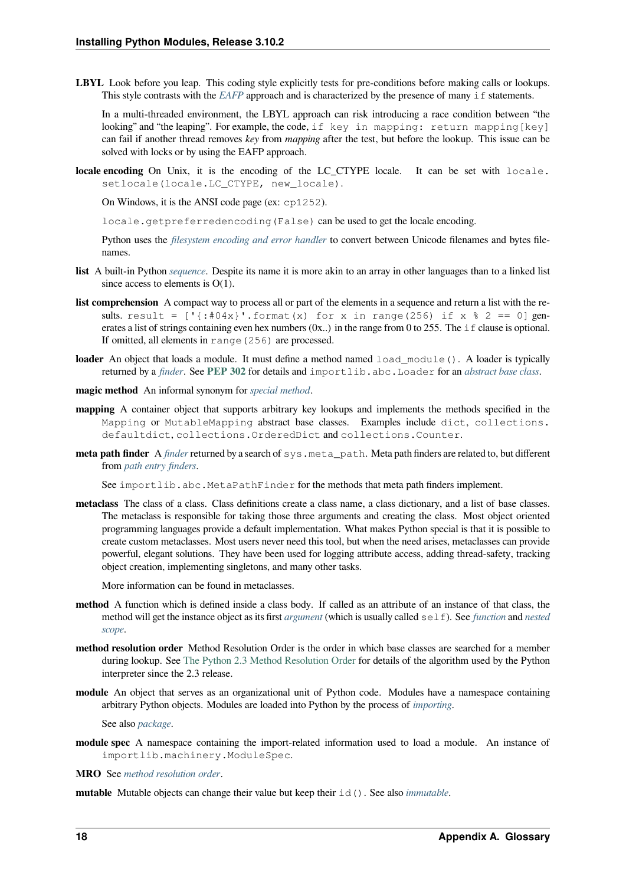**LBYL** Look before you leap. This coding style explicitly tests for pre-conditions before making calls or lookups. This style contrasts with the *EAFP* approach and is characterized by the presence of many `if` statements.

In a multi-threaded environment, the LBYL approach can risk introducing a race condition between "the looking" and "the leaping". For example, the code, `if key in mapping: return mapping[key]` can fail if another thread removes *key* from *mapping* after the test, but before the lookup. This issue can be solved with locks or by using the EAFP approach.

**locale encoding** On Unix, it is the encoding of the LC_CTYPE locale. It can be set with `locale.setlocale(locale.LC_CTYPE, new_locale)`.

On Windows, it is the ANSI code page (ex: `cp1252`).

`locale.getpreferredencoding(False)` can be used to get the locale encoding.

Python uses the *filesystem encoding and error handler* to convert between Unicode filenames and bytes filenames.

**list** A built-in Python *sequence*. Despite its name it is more akin to an array in other languages than to a linked list since access to elements is O(1).

**list comprehension** A compact way to process all or part of the elements in a sequence and return a list with the results. `result = ['{:#04x}'.format(x) for x in range(256) if x % 2 == 0]` generates a list of strings containing even hex numbers (0x..) in the range from 0 to 255. The `if` clause is optional. If omitted, all elements in `range(256)` are processed.

**loader** An object that loads a module. It must define a method named `load_module()`. A loader is typically returned by a *finder*. See **PEP 302** for details and `importlib.abc.Loader` for an *abstract base class*.

**magic method** An informal synonym for *special method*.

**mapping** A container object that supports arbitrary key lookups and implements the methods specified in the `Mapping` or `MutableMapping` abstract base classes. Examples include `dict`, `collections.defaultdict`, `collections.OrderedDict` and `collections.Counter`.

**meta path finder** A *finder* returned by a search of `sys.meta_path`. Meta path finders are related to, but different from *path entry finders*.

See `importlib.abc.MetaPathFinder` for the methods that meta path finders implement.

**metaclass** The class of a class. Class definitions create a class name, a class dictionary, and a list of base classes. The metaclass is responsible for taking those three arguments and creating the class. Most object oriented programming languages provide a default implementation. What makes Python special is that it is possible to create custom metaclasses. Most users never need this tool, but when the need arises, metaclasses can provide powerful, elegant solutions. They have been used for logging attribute access, adding thread-safety, tracking object creation, implementing singletons, and many other tasks.

More information can be found in metaclasses.

**method** A function which is defined inside a class body. If called as an attribute of an instance of that class, the method will get the instance object as its first *argument* (which is usually called `self`). See *function* and *nested scope*.

**method resolution order** Method Resolution Order is the order in which base classes are searched for a member during lookup. See The Python 2.3 Method Resolution Order for details of the algorithm used by the Python interpreter since the 2.3 release.

**module** An object that serves as an organizational unit of Python code. Modules have a namespace containing arbitrary Python objects. Modules are loaded into Python by the process of *importing*.

See also *package*.

**module spec** A namespace containing the import-related information used to load a module. An instance of `importlib.machinery.ModuleSpec`.

**MRO** See *method resolution order*.

**mutable** Mutable objects can change their value but keep their `id()`. See also *immutable*.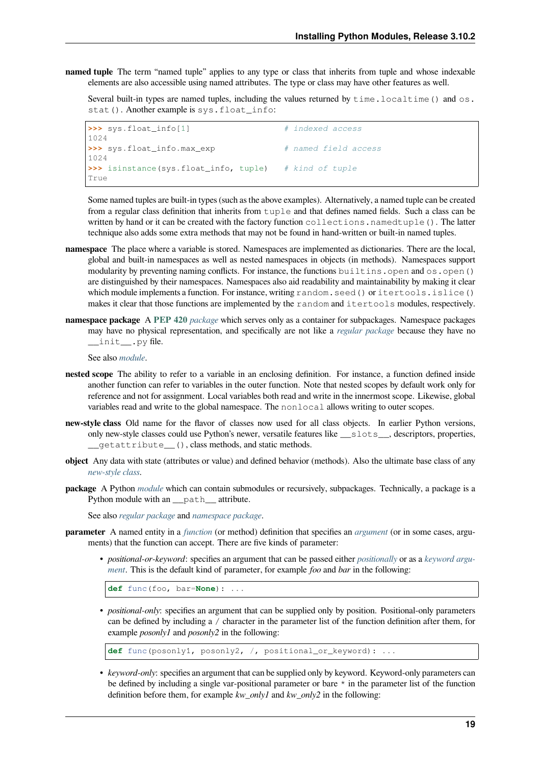**named tuple** The term “named tuple” applies to any type or class that inherits from tuple and whose indexable elements are also accessible using named attributes. The type or class may have other features as well.

Several built-in types are named tuples, including the values returned by `time.localtime()` and `os.stat()`. Another example is `sys.float_info`:

```
>>> sys.float_info[1]                   # indexed access
1024
>>> sys.float_info.max_exp              # named field access
1024
>>> isinstance(sys.float_info, tuple)   # kind of tuple
True
```

Some named tuples are built-in types (such as the above examples). Alternatively, a named tuple can be created from a regular class definition that inherits from `tuple` and that defines named fields. Such a class can be written by hand or it can be created with the factory function `collections.namedtuple()`. The latter technique also adds some extra methods that may not be found in hand-written or built-in named tuples.

**namespace** The place where a variable is stored. Namespaces are implemented as dictionaries. There are the local, global and built-in namespaces as well as nested namespaces in objects (in methods). Namespaces support modularity by preventing naming conflicts. For instance, the functions `builtins.open` and `os.open()` are distinguished by their namespaces. Namespaces also aid readability and maintainability by making it clear which module implements a function. For instance, writing `random.seed()` or `itertools.islice()` makes it clear that those functions are implemented by the `random` and `itertools` modules, respectively.

**namespace package** A **PEP 420** *package* which serves only as a container for subpackages. Namespace packages may have no physical representation, and specifically are not like a *regular package* because they have no `__init__.py` file.

See also *module*.

**nested scope** The ability to refer to a variable in an enclosing definition. For instance, a function defined inside another function can refer to variables in the outer function. Note that nested scopes by default work only for reference and not for assignment. Local variables both read and write in the innermost scope. Likewise, global variables read and write to the global namespace. The `nonlocal` allows writing to outer scopes.

**new-style class** Old name for the flavor of classes now used for all class objects. In earlier Python versions, only new-style classes could use Python’s newer, versatile features like `__slots__`, descriptors, properties, `__getattribute__()`, class methods, and static methods.

**object** Any data with state (attributes or value) and defined behavior (methods). Also the ultimate base class of any *new-style class*.

**package** A Python *module* which can contain submodules or recursively, subpackages. Technically, a package is a Python module with an `__path__` attribute.

See also *regular package* and *namespace package*.

**parameter** A named entity in a *function* (or method) definition that specifies an *argument* (or in some cases, arguments) that the function can accept. There are five kinds of parameter:

- *positional-or-keyword*: specifies an argument that can be passed either *positionally* or as a *keyword argument*. This is the default kind of parameter, for example *foo* and *bar* in the following:

```
def func(foo, bar=None): ...
```

- *positional-only*: specifies an argument that can be supplied only by position. Positional-only parameters can be defined by including a `/` character in the parameter list of the function definition after them, for example *posonly1* and *posonly2* in the following:

```
def func(posonly1, posonly2, /, positional_or_keyword): ...
```

- *keyword-only*: specifies an argument that can be supplied only by keyword. Keyword-only parameters can be defined by including a single var-positional parameter or bare `*` in the parameter list of the function definition before them, for example *kw_only1* and *kw_only2* in the following: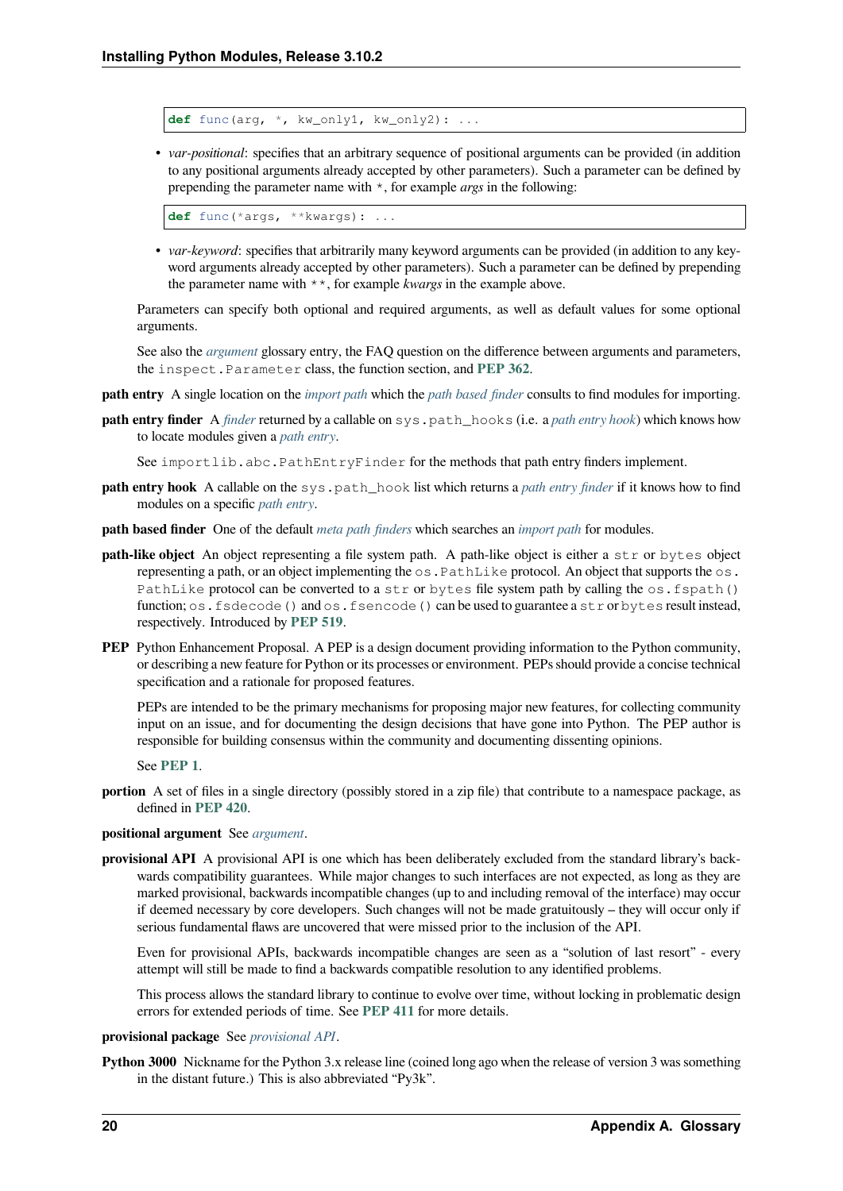```
def func(arg, *, kw_only1, kw_only2): ...
```

- *var-positional*: specifies that an arbitrary sequence of positional arguments can be provided (in addition to any positional arguments already accepted by other parameters). Such a parameter can be defined by prepending the parameter name with `*`, for example *args* in the following:

```
def func(*args, **kwargs): ...
```

- *var-keyword*: specifies that arbitrarily many keyword arguments can be provided (in addition to any keyword arguments already accepted by other parameters). Such a parameter can be defined by prepending the parameter name with `**`, for example *kwargs* in the example above.

Parameters can specify both optional and required arguments, as well as default values for some optional arguments.

See also the *argument* glossary entry, the FAQ question on the difference between arguments and parameters, the `inspect.Parameter` class, the function section, and **PEP 362**.

**path entry** A single location on the *import path* which the *path based finder* consults to find modules for importing.

**path entry finder** A *finder* returned by a callable on `sys.path_hooks` (i.e. a *path entry hook*) which knows how to locate modules given a *path entry*.

See `importlib.abc.PathEntryFinder` for the methods that path entry finders implement.

**path entry hook** A callable on the `sys.path_hook` list which returns a *path entry finder* if it knows how to find modules on a specific *path entry*.

**path based finder** One of the default *meta path finders* which searches an *import path* for modules.

**path-like object** An object representing a file system path. A path-like object is either a `str` or `bytes` object representing a path, or an object implementing the `os.PathLike` protocol. An object that supports the `os.PathLike` protocol can be converted to a `str` or `bytes` file system path by calling the `os.fspath()` function; `os.fsdecode()` and `os.fsencode()` can be used to guarantee a `str` or `bytes` result instead, respectively. Introduced by **PEP 519**.

**PEP** Python Enhancement Proposal. A PEP is a design document providing information to the Python community, or describing a new feature for Python or its processes or environment. PEPs should provide a concise technical specification and a rationale for proposed features.

PEPs are intended to be the primary mechanisms for proposing major new features, for collecting community input on an issue, and for documenting the design decisions that have gone into Python. The PEP author is responsible for building consensus within the community and documenting dissenting opinions.

See **PEP 1**.

**portion** A set of files in a single directory (possibly stored in a zip file) that contribute to a namespace package, as defined in **PEP 420**.

**positional argument** See *argument*.

**provisional API** A provisional API is one which has been deliberately excluded from the standard library's backwards compatibility guarantees. While major changes to such interfaces are not expected, as long as they are marked provisional, backwards incompatible changes (up to and including removal of the interface) may occur if deemed necessary by core developers. Such changes will not be made gratuitously – they will occur only if serious fundamental flaws are uncovered that were missed prior to the inclusion of the API.

Even for provisional APIs, backwards incompatible changes are seen as a "solution of last resort" - every attempt will still be made to find a backwards compatible resolution to any identified problems.

This process allows the standard library to continue to evolve over time, without locking in problematic design errors for extended periods of time. See **PEP 411** for more details.

**provisional package** See *provisional API*.

**Python 3000** Nickname for the Python 3.x release line (coined long ago when the release of version 3 was something in the distant future.) This is also abbreviated "Py3k".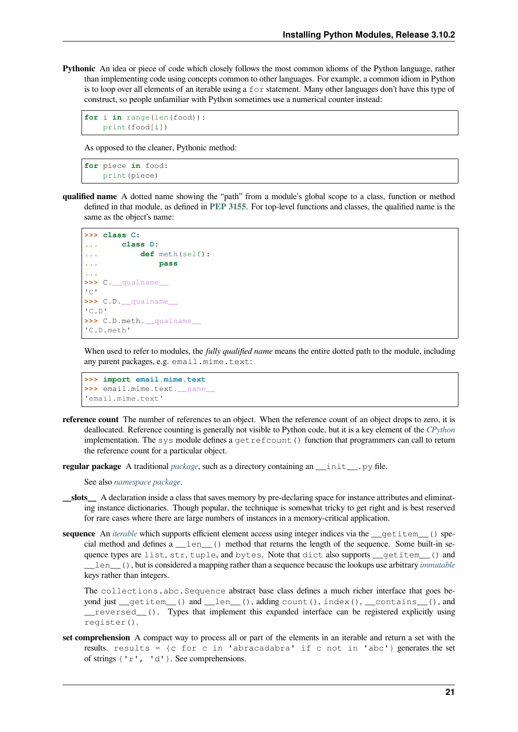**Pythonic** An idea or piece of code which closely follows the most common idioms of the Python language, rather than implementing code using concepts common to other languages. For example, a common idiom in Python is to loop over all elements of an iterable using a `for` statement. Many other languages don't have this type of construct, so people unfamiliar with Python sometimes use a numerical counter instead:

```
for i in range(len(food)):
    print(food[i])
```

As opposed to the cleaner, Pythonic method:

```
for piece in food:
    print(piece)
```

**qualified name** A dotted name showing the "path" from a module's global scope to a class, function or method defined in that module, as defined in **PEP 3155**. For top-level functions and classes, the qualified name is the same as the object's name:

```
>>> class C:
...     class D:
...         def meth(self):
...             pass
...
>>> C.__qualname__
'C'
>>> C.D.__qualname__
'C.D'
>>> C.D.meth.__qualname__
'C.D.meth'
```

When used to refer to modules, the *fully qualified name* means the entire dotted path to the module, including any parent packages, e.g. `email.mime.text`:

```
>>> import email.mime.text
>>> email.mime.text.__name__
'email.mime.text'
```

**reference count** The number of references to an object. When the reference count of an object drops to zero, it is deallocated. Reference counting is generally not visible to Python code, but it is a key element of the *CPython* implementation. The `sys` module defines a `getrefcount()` function that programmers can call to return the reference count for a particular object.

**regular package** A traditional *package*, such as a directory containing an `__init__.py` file.

See also *namespace package*.

**__slots__** A declaration inside a class that saves memory by pre-declaring space for instance attributes and eliminating instance dictionaries. Though popular, the technique is somewhat tricky to get right and is best reserved for rare cases where there are large numbers of instances in a memory-critical application.

**sequence** An *iterable* which supports efficient element access using integer indices via the `__getitem__()` special method and defines a `__len__()` method that returns the length of the sequence. Some built-in sequence types are `list`, `str`, `tuple`, and `bytes`. Note that `dict` also supports `__getitem__()` and `__len__()`, but is considered a mapping rather than a sequence because the lookups use arbitrary *immutable* keys rather than integers.

The `collections.abc.Sequence` abstract base class defines a much richer interface that goes beyond just `__getitem__()` and `__len__()`, adding `count()`, `index()`, `__contains__()`, and `__reversed__()`. Types that implement this expanded interface can be registered explicitly using `register()`.

**set comprehension** A compact way to process all or part of the elements in an iterable and return a set with the results. `results = {c for c in 'abracadabra' if c not in 'abc'}` generates the set of strings `{'r', 'd'}`. See comprehensions.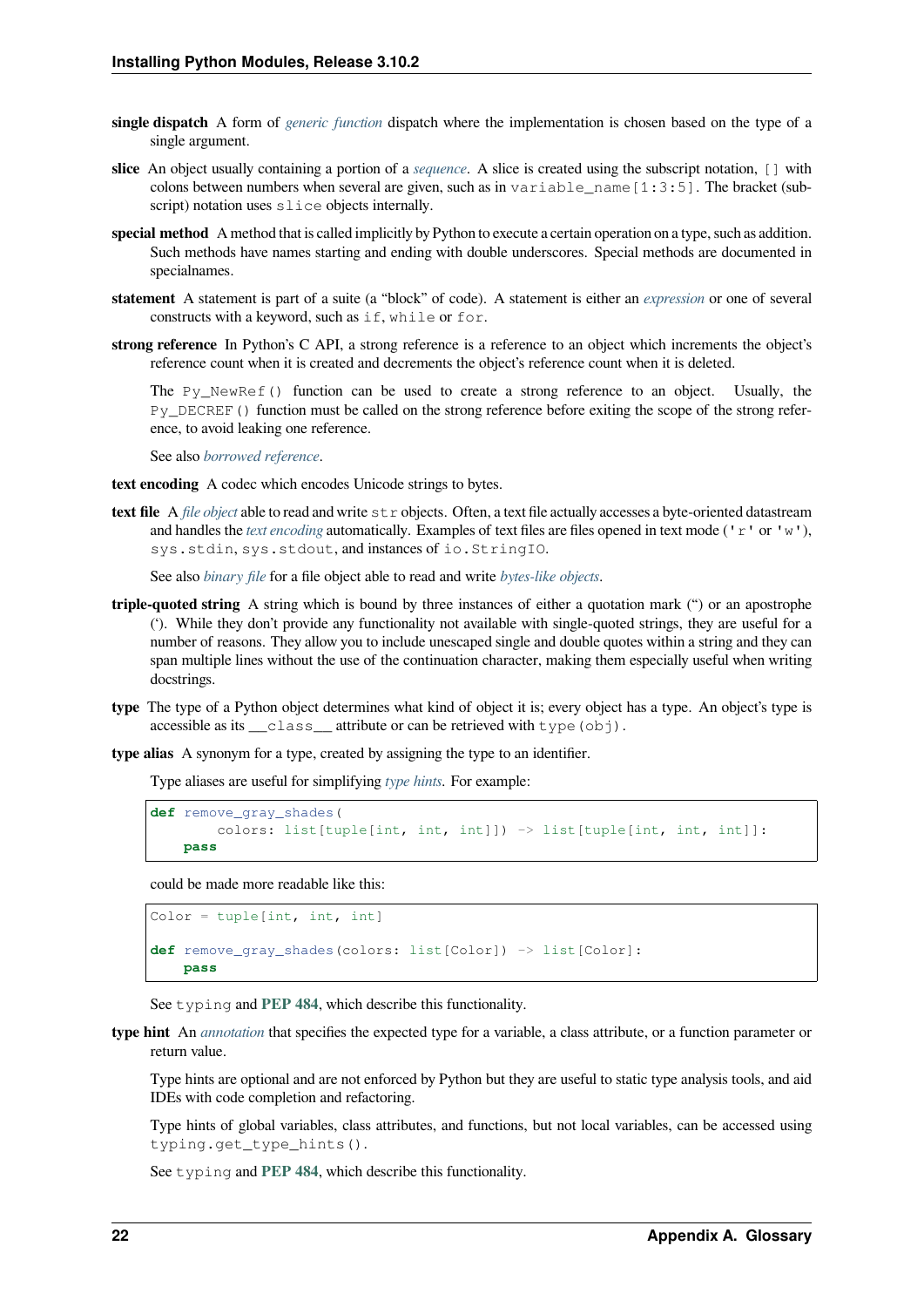**single dispatch** A form of *generic function* dispatch where the implementation is chosen based on the type of a single argument.

**slice** An object usually containing a portion of a *sequence*. A slice is created using the subscript notation, `[]` with colons between numbers when several are given, such as in `variable_name[1:3:5]`. The bracket (subscript) notation uses `slice` objects internally.

**special method** A method that is called implicitly by Python to execute a certain operation on a type, such as addition. Such methods have names starting and ending with double underscores. Special methods are documented in specialnames.

**statement** A statement is part of a suite (a "block" of code). A statement is either an *expression* or one of several constructs with a keyword, such as `if`, `while` or `for`.

**strong reference** In Python's C API, a strong reference is a reference to an object which increments the object's reference count when it is created and decrements the object's reference count when it is deleted.

The `Py_NewRef()` function can be used to create a strong reference to an object. Usually, the `Py_DECREF()` function must be called on the strong reference before exiting the scope of the strong reference, to avoid leaking one reference.

See also *borrowed reference*.

**text encoding** A codec which encodes Unicode strings to bytes.

**text file** A *file object* able to read and write `str` objects. Often, a text file actually accesses a byte-oriented datastream and handles the *text encoding* automatically. Examples of text files are files opened in text mode (`'r'` or `'w'`), `sys.stdin`, `sys.stdout`, and instances of `io.StringIO`.

See also *binary file* for a file object able to read and write *bytes-like objects*.

**triple-quoted string** A string which is bound by three instances of either a quotation mark (") or an apostrophe ('). While they don't provide any functionality not available with single-quoted strings, they are useful for a number of reasons. They allow you to include unescaped single and double quotes within a string and they can span multiple lines without the use of the continuation character, making them especially useful when writing docstrings.

**type** The type of a Python object determines what kind of object it is; every object has a type. An object's type is accessible as its `__class__` attribute or can be retrieved with `type(obj)`.

**type alias** A synonym for a type, created by assigning the type to an identifier.

Type aliases are useful for simplifying *type hints*. For example:

```
def remove_gray_shades(
        colors: list[tuple[int, int, int]]) -> list[tuple[int, int, int]]:
    pass
```

could be made more readable like this:

```
Color = tuple[int, int, int]

def remove_gray_shades(colors: list[Color]) -> list[Color]:
    pass
```

See `typing` and **PEP 484**, which describe this functionality.

**type hint** An *annotation* that specifies the expected type for a variable, a class attribute, or a function parameter or return value.

Type hints are optional and are not enforced by Python but they are useful to static type analysis tools, and aid IDEs with code completion and refactoring.

Type hints of global variables, class attributes, and functions, but not local variables, can be accessed using `typing.get_type_hints()`.

See `typing` and **PEP 484**, which describe this functionality.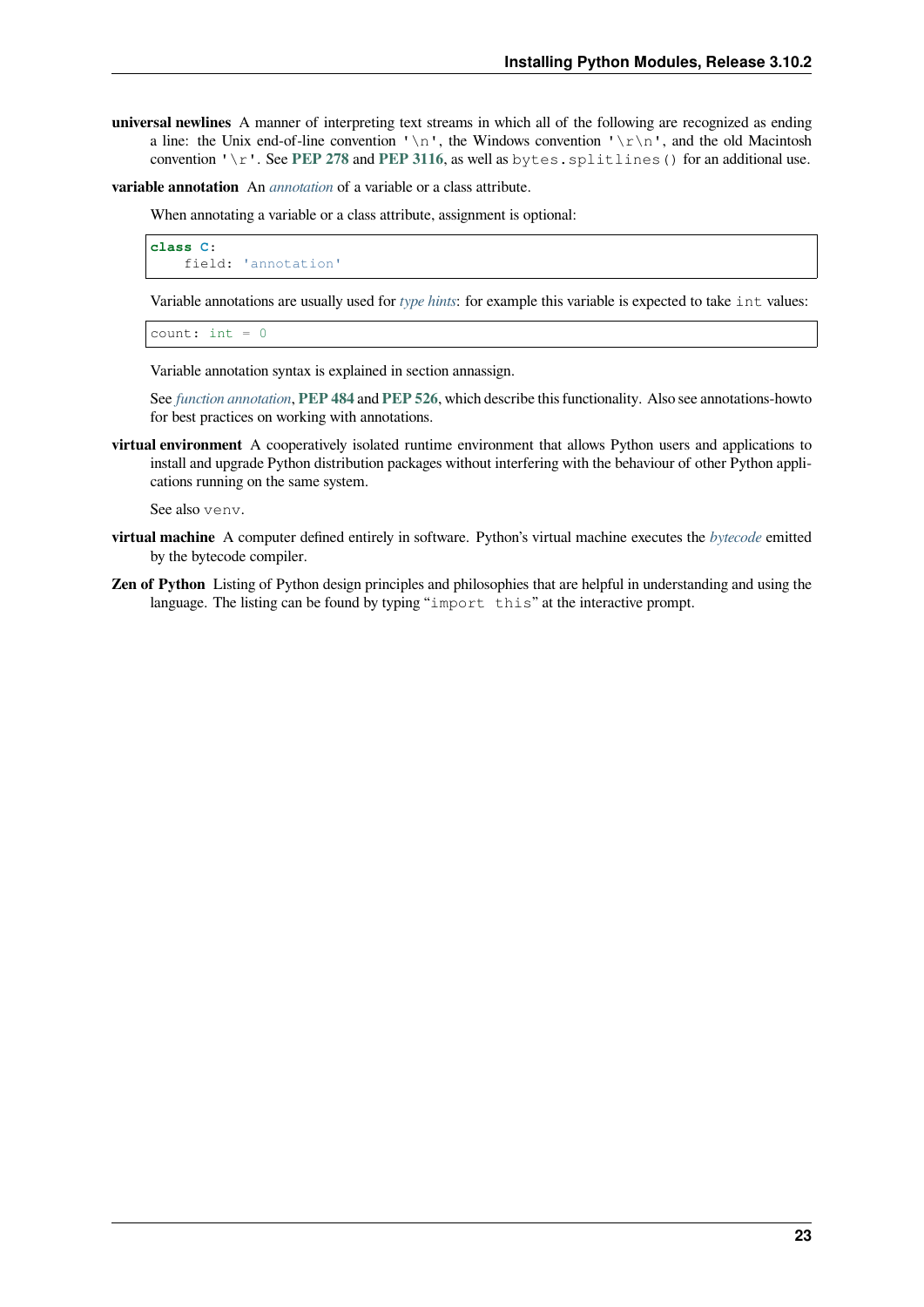**universal newlines** A manner of interpreting text streams in which all of the following are recognized as ending a line: the Unix end-of-line convention `'\n'`, the Windows convention `'\r\n'`, and the old Macintosh convention `'\r'`. See **PEP 278** and **PEP 3116**, as well as `bytes.splitlines()` for an additional use.

**variable annotation** An *annotation* of a variable or a class attribute.

When annotating a variable or a class attribute, assignment is optional:

```
class C:
    field: 'annotation'
```

Variable annotations are usually used for *type hints*: for example this variable is expected to take `int` values:

```
count: int = 0
```

Variable annotation syntax is explained in section annassign.

See *function annotation*, **PEP 484** and **PEP 526**, which describe this functionality. Also see annotations-howto for best practices on working with annotations.

**virtual environment** A cooperatively isolated runtime environment that allows Python users and applications to install and upgrade Python distribution packages without interfering with the behaviour of other Python applications running on the same system.

See also `venv`.

**virtual machine** A computer defined entirely in software. Python's virtual machine executes the *bytecode* emitted by the bytecode compiler.

**Zen of Python** Listing of Python design principles and philosophies that are helpful in understanding and using the language. The listing can be found by typing "`import this`" at the interactive prompt.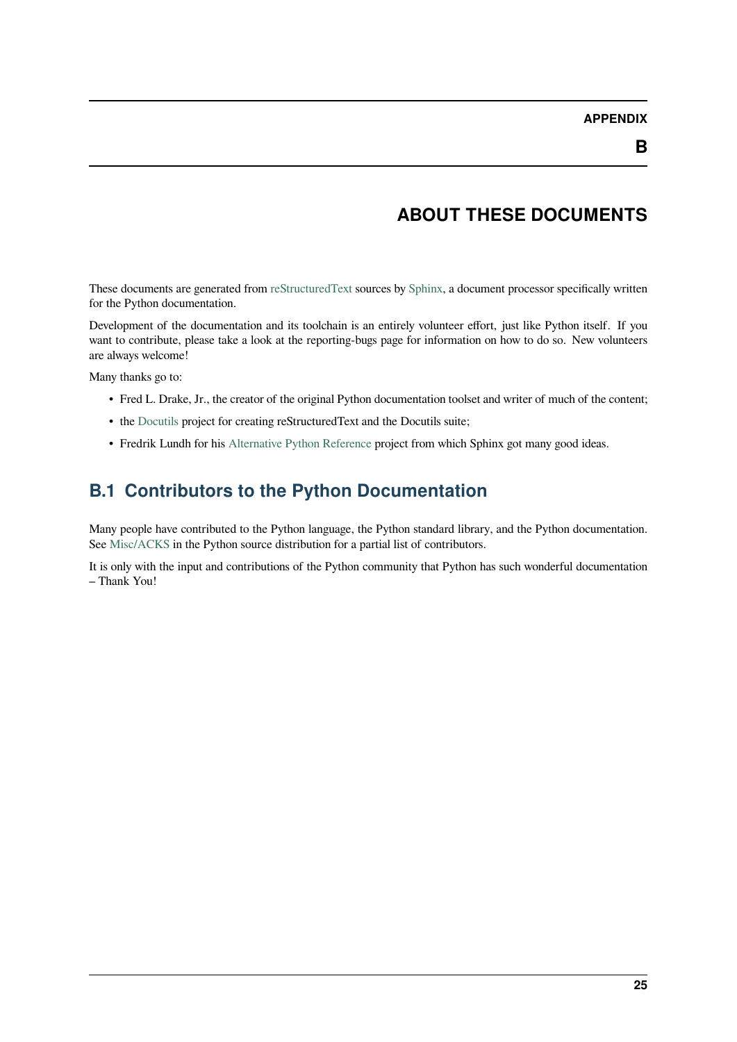# APPENDIX B

# ABOUT THESE DOCUMENTS

These documents are generated from reStructuredText sources by Sphinx, a document processor specifically written for the Python documentation.

Development of the documentation and its toolchain is an entirely volunteer effort, just like Python itself. If you want to contribute, please take a look at the reporting-bugs page for information on how to do so. New volunteers are always welcome!

Many thanks go to:

- Fred L. Drake, Jr., the creator of the original Python documentation toolset and writer of much of the content;
- the Docutils project for creating reStructuredText and the Docutils suite;
- Fredrik Lundh for his Alternative Python Reference project from which Sphinx got many good ideas.

## B.1 Contributors to the Python Documentation

Many people have contributed to the Python language, the Python standard library, and the Python documentation. See Misc/ACKS in the Python source distribution for a partial list of contributors.

It is only with the input and contributions of the Python community that Python has such wonderful documentation – Thank You!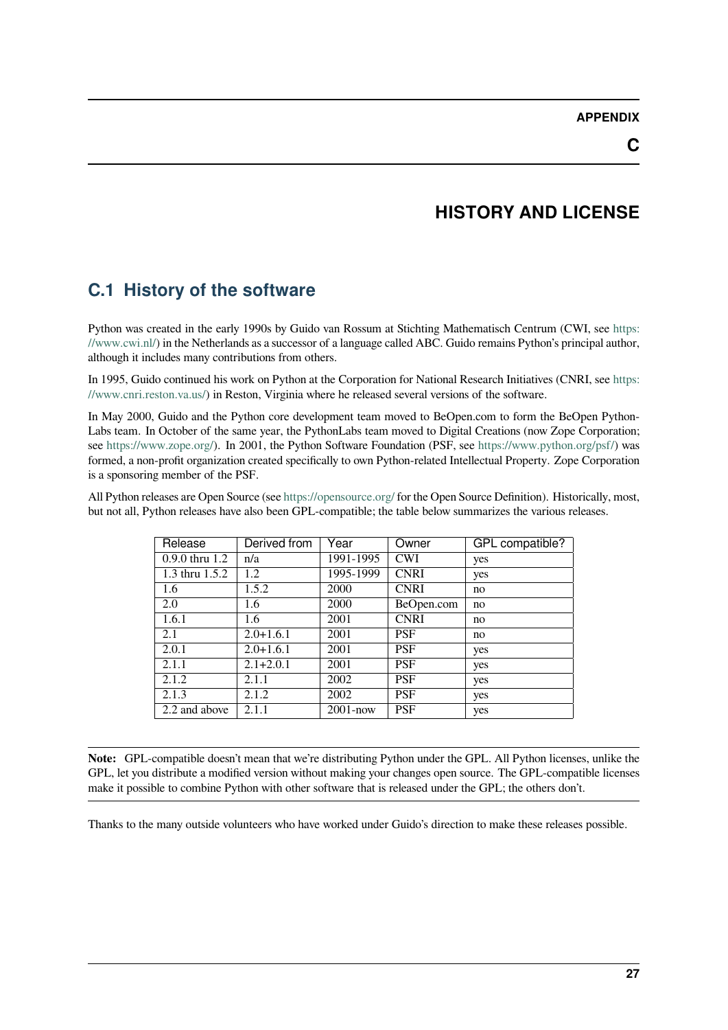# APPENDIX C

# HISTORY AND LICENSE

## C.1 History of the software

Python was created in the early 1990s by Guido van Rossum at Stichting Mathematisch Centrum (CWI, see https://www.cwi.nl/) in the Netherlands as a successor of a language called ABC. Guido remains Python's principal author, although it includes many contributions from others.

In 1995, Guido continued his work on Python at the Corporation for National Research Initiatives (CNRI, see https://www.cnri.reston.va.us/) in Reston, Virginia where he released several versions of the software.

In May 2000, Guido and the Python core development team moved to BeOpen.com to form the BeOpen PythonLabs team. In October of the same year, the PythonLabs team moved to Digital Creations (now Zope Corporation; see https://www.zope.org/). In 2001, the Python Software Foundation (PSF, see https://www.python.org/psf/) was formed, a non-profit organization created specifically to own Python-related Intellectual Property. Zope Corporation is a sponsoring member of the PSF.

All Python releases are Open Source (see https://opensource.org/ for the Open Source Definition). Historically, most, but not all, Python releases have also been GPL-compatible; the table below summarizes the various releases.

| Release | Derived from | Year | Owner | GPL compatible? |
|---|---|---|---|---|
| 0.9.0 thru 1.2 | n/a | 1991-1995 | CWI | yes |
| 1.3 thru 1.5.2 | 1.2 | 1995-1999 | CNRI | yes |
| 1.6 | 1.5.2 | 2000 | CNRI | no |
| 2.0 | 1.6 | 2000 | BeOpen.com | no |
| 1.6.1 | 1.6 | 2001 | CNRI | no |
| 2.1 | 2.0+1.6.1 | 2001 | PSF | no |
| 2.0.1 | 2.0+1.6.1 | 2001 | PSF | yes |
| 2.1.1 | 2.1+2.0.1 | 2001 | PSF | yes |
| 2.1.2 | 2.1.1 | 2002 | PSF | yes |
| 2.1.3 | 2.1.2 | 2002 | PSF | yes |
| 2.2 and above | 2.1.1 | 2001-now | PSF | yes |

**Note:** GPL-compatible doesn't mean that we're distributing Python under the GPL. All Python licenses, unlike the GPL, let you distribute a modified version without making your changes open source. The GPL-compatible licenses make it possible to combine Python with other software that is released under the GPL; the others don't.

Thanks to the many outside volunteers who have worked under Guido's direction to make these releases possible.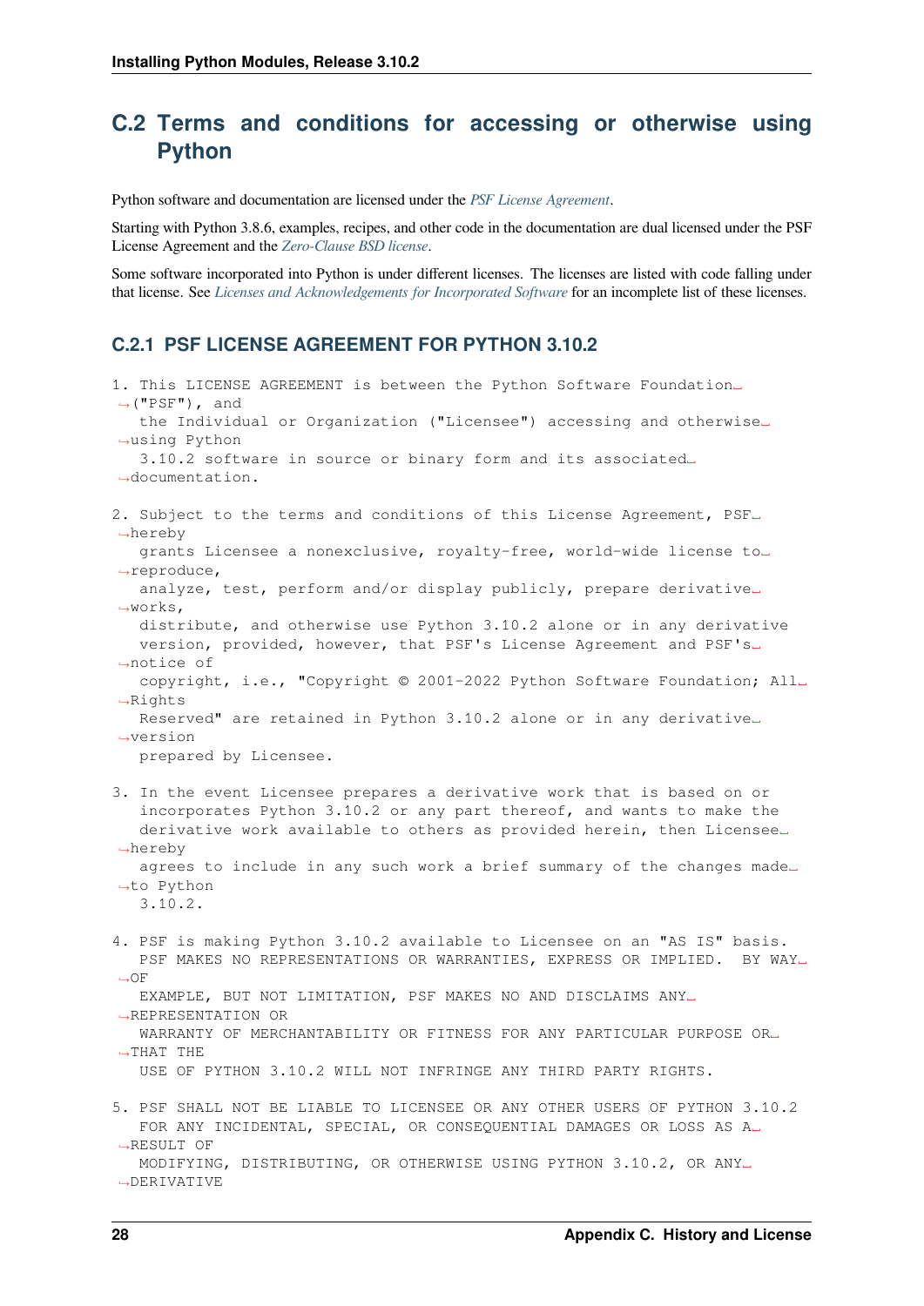## C.2 Terms and conditions for accessing or otherwise using Python

Python software and documentation are licensed under the *PSF License Agreement*.

Starting with Python 3.8.6, examples, recipes, and other code in the documentation are dual licensed under the PSF License Agreement and the *Zero-Clause BSD license*.

Some software incorporated into Python is under different licenses. The licenses are listed with code falling under that license. See *Licenses and Acknowledgements for Incorporated Software* for an incomplete list of these licenses.

### C.2.1 PSF LICENSE AGREEMENT FOR PYTHON 3.10.2

```
1. This LICENSE AGREEMENT is between the Python Software Foundation␣
↪("PSF"), and
   the Individual or Organization ("Licensee") accessing and otherwise␣
↪using Python
   3.10.2 software in source or binary form and its associated␣
↪documentation.

2. Subject to the terms and conditions of this License Agreement, PSF␣
↪hereby
   grants Licensee a nonexclusive, royalty-free, world-wide license to␣
↪reproduce,
   analyze, test, perform and/or display publicly, prepare derivative␣
↪works,
   distribute, and otherwise use Python 3.10.2 alone or in any derivative
   version, provided, however, that PSF's License Agreement and PSF's␣
↪notice of
   copyright, i.e., "Copyright © 2001-2022 Python Software Foundation; All␣
↪Rights
   Reserved" are retained in Python 3.10.2 alone or in any derivative␣
↪version
   prepared by Licensee.

3. In the event Licensee prepares a derivative work that is based on or
   incorporates Python 3.10.2 or any part thereof, and wants to make the
   derivative work available to others as provided herein, then Licensee␣
↪hereby
   agrees to include in any such work a brief summary of the changes made␣
↪to Python
   3.10.2.

4. PSF is making Python 3.10.2 available to Licensee on an "AS IS" basis.
   PSF MAKES NO REPRESENTATIONS OR WARRANTIES, EXPRESS OR IMPLIED.  BY WAY␣
↪OF
   EXAMPLE, BUT NOT LIMITATION, PSF MAKES NO AND DISCLAIMS ANY␣
↪REPRESENTATION OR
   WARRANTY OF MERCHANTABILITY OR FITNESS FOR ANY PARTICULAR PURPOSE OR␣
↪THAT THE
   USE OF PYTHON 3.10.2 WILL NOT INFRINGE ANY THIRD PARTY RIGHTS.

5. PSF SHALL NOT BE LIABLE TO LICENSEE OR ANY OTHER USERS OF PYTHON 3.10.2
   FOR ANY INCIDENTAL, SPECIAL, OR CONSEQUENTIAL DAMAGES OR LOSS AS A␣
↪RESULT OF
   MODIFYING, DISTRIBUTING, OR OTHERWISE USING PYTHON 3.10.2, OR ANY␣
↪DERIVATIVE
```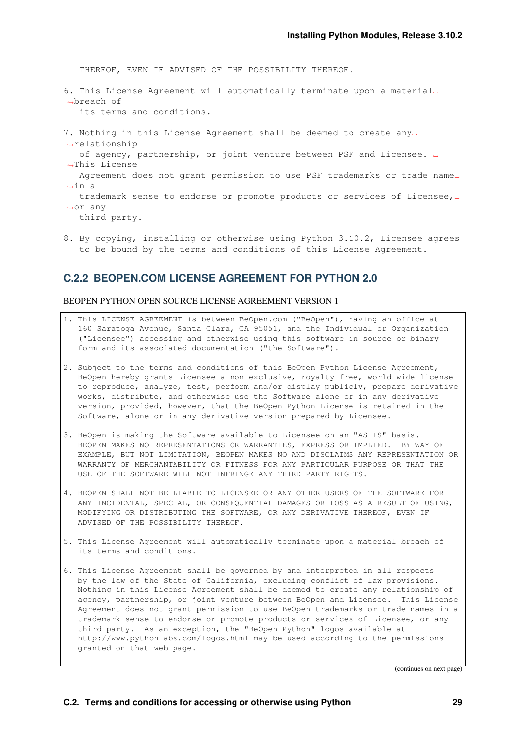```
   THEREOF, EVEN IF ADVISED OF THE POSSIBILITY THEREOF.

6. This License Agreement will automatically terminate upon a material
↪breach of
   its terms and conditions.

7. Nothing in this License Agreement shall be deemed to create any
↪relationship
   of agency, partnership, or joint venture between PSF and Licensee.
↪This License
   Agreement does not grant permission to use PSF trademarks or trade name
↪in a
   trademark sense to endorse or promote products or services of Licensee,
↪or any
   third party.

8. By copying, installing or otherwise using Python 3.10.2, Licensee agrees
   to be bound by the terms and conditions of this License Agreement.
```

### C.2.2 BEOPEN.COM LICENSE AGREEMENT FOR PYTHON 2.0

BEOPEN PYTHON OPEN SOURCE LICENSE AGREEMENT VERSION 1

```
1. This LICENSE AGREEMENT is between BeOpen.com ("BeOpen"), having an office at
   160 Saratoga Avenue, Santa Clara, CA 95051, and the Individual or Organization
   ("Licensee") accessing and otherwise using this software in source or binary
   form and its associated documentation ("the Software").

2. Subject to the terms and conditions of this BeOpen Python License Agreement,
   BeOpen hereby grants Licensee a non-exclusive, royalty-free, world-wide license
   to reproduce, analyze, test, perform and/or display publicly, prepare derivative
   works, distribute, and otherwise use the Software alone or in any derivative
   version, provided, however, that the BeOpen Python License is retained in the
   Software, alone or in any derivative version prepared by Licensee.

3. BeOpen is making the Software available to Licensee on an "AS IS" basis.
   BEOPEN MAKES NO REPRESENTATIONS OR WARRANTIES, EXPRESS OR IMPLIED.  BY WAY OF
   EXAMPLE, BUT NOT LIMITATION, BEOPEN MAKES NO AND DISCLAIMS ANY REPRESENTATION OR
   WARRANTY OF MERCHANTABILITY OR FITNESS FOR ANY PARTICULAR PURPOSE OR THAT THE
   USE OF THE SOFTWARE WILL NOT INFRINGE ANY THIRD PARTY RIGHTS.

4. BEOPEN SHALL NOT BE LIABLE TO LICENSEE OR ANY OTHER USERS OF THE SOFTWARE FOR
   ANY INCIDENTAL, SPECIAL, OR CONSEQUENTIAL DAMAGES OR LOSS AS A RESULT OF USING,
   MODIFYING OR DISTRIBUTING THE SOFTWARE, OR ANY DERIVATIVE THEREOF, EVEN IF
   ADVISED OF THE POSSIBILITY THEREOF.

5. This License Agreement will automatically terminate upon a material breach of
   its terms and conditions.

6. This License Agreement shall be governed by and interpreted in all respects
   by the law of the State of California, excluding conflict of law provisions.
   Nothing in this License Agreement shall be deemed to create any relationship of
   agency, partnership, or joint venture between BeOpen and Licensee.  This License
   Agreement does not grant permission to use BeOpen trademarks or trade names in a
   trademark sense to endorse or promote products or services of Licensee, or any
   third party.  As an exception, the "BeOpen Python" logos available at
   http://www.pythonlabs.com/logos.html may be used according to the permissions
   granted on that web page.
```

(continues on next page)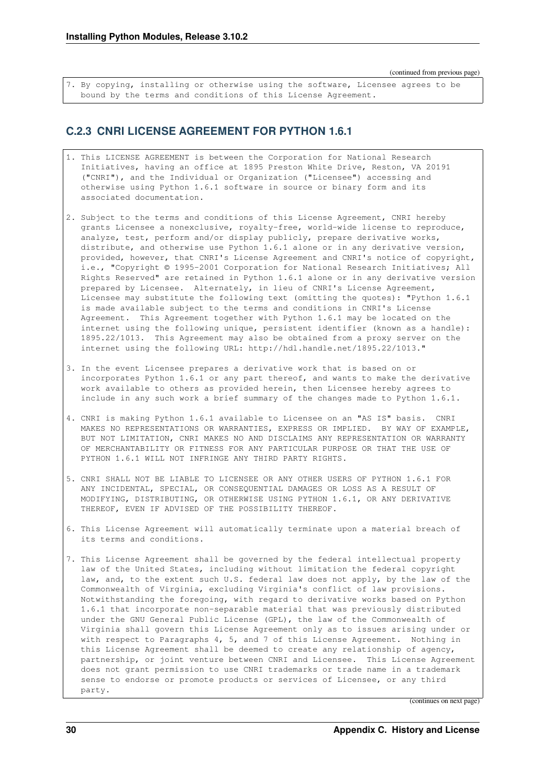(continued from previous page)

```
7. By copying, installing or otherwise using the software, Licensee agrees to be
   bound by the terms and conditions of this License Agreement.
```

### C.2.3 CNRI LICENSE AGREEMENT FOR PYTHON 1.6.1

```
1. This LICENSE AGREEMENT is between the Corporation for National Research
   Initiatives, having an office at 1895 Preston White Drive, Reston, VA 20191
   ("CNRI"), and the Individual or Organization ("Licensee") accessing and
   otherwise using Python 1.6.1 software in source or binary form and its
   associated documentation.

2. Subject to the terms and conditions of this License Agreement, CNRI hereby
   grants Licensee a nonexclusive, royalty-free, world-wide license to reproduce,
   analyze, test, perform and/or display publicly, prepare derivative works,
   distribute, and otherwise use Python 1.6.1 alone or in any derivative version,
   provided, however, that CNRI's License Agreement and CNRI's notice of copyright,
   i.e., "Copyright © 1995-2001 Corporation for National Research Initiatives; All
   Rights Reserved" are retained in Python 1.6.1 alone or in any derivative version
   prepared by Licensee.  Alternately, in lieu of CNRI's License Agreement,
   Licensee may substitute the following text (omitting the quotes): "Python 1.6.1
   is made available subject to the terms and conditions in CNRI's License
   Agreement.  This Agreement together with Python 1.6.1 may be located on the
   internet using the following unique, persistent identifier (known as a handle):
   1895.22/1013.  This Agreement may also be obtained from a proxy server on the
   internet using the following URL: http://hdl.handle.net/1895.22/1013."

3. In the event Licensee prepares a derivative work that is based on or
   incorporates Python 1.6.1 or any part thereof, and wants to make the derivative
   work available to others as provided herein, then Licensee hereby agrees to
   include in any such work a brief summary of the changes made to Python 1.6.1.

4. CNRI is making Python 1.6.1 available to Licensee on an "AS IS" basis.  CNRI
   MAKES NO REPRESENTATIONS OR WARRANTIES, EXPRESS OR IMPLIED.  BY WAY OF EXAMPLE,
   BUT NOT LIMITATION, CNRI MAKES NO AND DISCLAIMS ANY REPRESENTATION OR WARRANTY
   OF MERCHANTABILITY OR FITNESS FOR ANY PARTICULAR PURPOSE OR THAT THE USE OF
   PYTHON 1.6.1 WILL NOT INFRINGE ANY THIRD PARTY RIGHTS.

5. CNRI SHALL NOT BE LIABLE TO LICENSEE OR ANY OTHER USERS OF PYTHON 1.6.1 FOR
   ANY INCIDENTAL, SPECIAL, OR CONSEQUENTIAL DAMAGES OR LOSS AS A RESULT OF
   MODIFYING, DISTRIBUTING, OR OTHERWISE USING PYTHON 1.6.1, OR ANY DERIVATIVE
   THEREOF, EVEN IF ADVISED OF THE POSSIBILITY THEREOF.

6. This License Agreement will automatically terminate upon a material breach of
   its terms and conditions.

7. This License Agreement shall be governed by the federal intellectual property
   law of the United States, including without limitation the federal copyright
   law, and, to the extent such U.S. federal law does not apply, by the law of the
   Commonwealth of Virginia, excluding Virginia's conflict of law provisions.
   Notwithstanding the foregoing, with regard to derivative works based on Python
   1.6.1 that incorporate non-separable material that was previously distributed
   under the GNU General Public License (GPL), the law of the Commonwealth of
   Virginia shall govern this License Agreement only as to issues arising under or
   with respect to Paragraphs 4, 5, and 7 of this License Agreement.  Nothing in
   this License Agreement shall be deemed to create any relationship of agency,
   partnership, or joint venture between CNRI and Licensee.  This License Agreement
   does not grant permission to use CNRI trademarks or trade name in a trademark
   sense to endorse or promote products or services of Licensee, or any third
   party.
```

(continues on next page)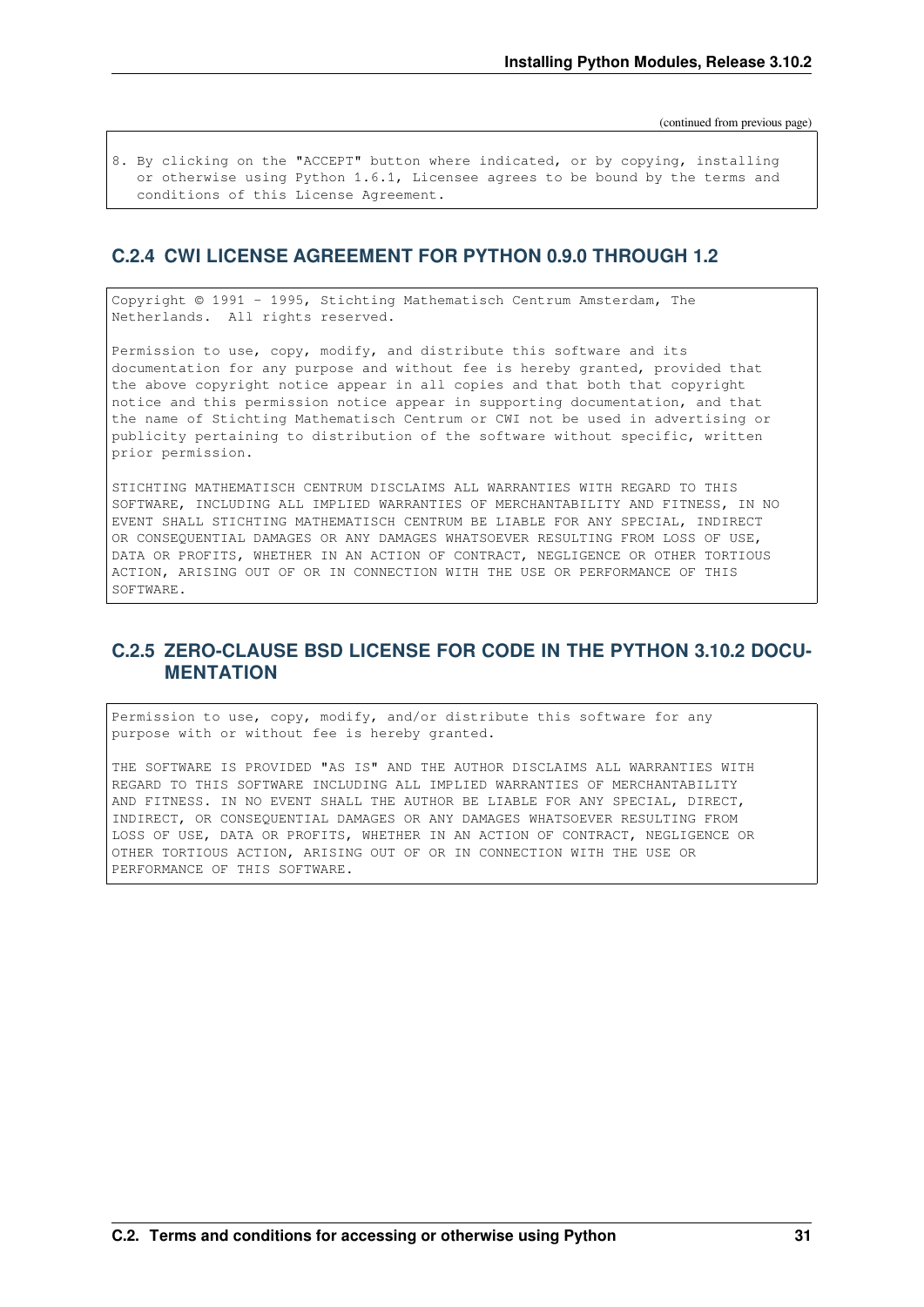(continued from previous page)

```
8. By clicking on the "ACCEPT" button where indicated, or by copying, installing
   or otherwise using Python 1.6.1, Licensee agrees to be bound by the terms and
   conditions of this License Agreement.
```

### C.2.4 CWI LICENSE AGREEMENT FOR PYTHON 0.9.0 THROUGH 1.2

```
Copyright © 1991 - 1995, Stichting Mathematisch Centrum Amsterdam, The
Netherlands.  All rights reserved.

Permission to use, copy, modify, and distribute this software and its
documentation for any purpose and without fee is hereby granted, provided that
the above copyright notice appear in all copies and that both that copyright
notice and this permission notice appear in supporting documentation, and that
the name of Stichting Mathematisch Centrum or CWI not be used in advertising or
publicity pertaining to distribution of the software without specific, written
prior permission.

STICHTING MATHEMATISCH CENTRUM DISCLAIMS ALL WARRANTIES WITH REGARD TO THIS
SOFTWARE, INCLUDING ALL IMPLIED WARRANTIES OF MERCHANTABILITY AND FITNESS, IN NO
EVENT SHALL STICHTING MATHEMATISCH CENTRUM BE LIABLE FOR ANY SPECIAL, INDIRECT
OR CONSEQUENTIAL DAMAGES OR ANY DAMAGES WHATSOEVER RESULTING FROM LOSS OF USE,
DATA OR PROFITS, WHETHER IN AN ACTION OF CONTRACT, NEGLIGENCE OR OTHER TORTIOUS
ACTION, ARISING OUT OF OR IN CONNECTION WITH THE USE OR PERFORMANCE OF THIS
SOFTWARE.
```

### C.2.5 ZERO-CLAUSE BSD LICENSE FOR CODE IN THE PYTHON 3.10.2 DOCUMENTATION

```
Permission to use, copy, modify, and/or distribute this software for any
purpose with or without fee is hereby granted.

THE SOFTWARE IS PROVIDED "AS IS" AND THE AUTHOR DISCLAIMS ALL WARRANTIES WITH
REGARD TO THIS SOFTWARE INCLUDING ALL IMPLIED WARRANTIES OF MERCHANTABILITY
AND FITNESS. IN NO EVENT SHALL THE AUTHOR BE LIABLE FOR ANY SPECIAL, DIRECT,
INDIRECT, OR CONSEQUENTIAL DAMAGES OR ANY DAMAGES WHATSOEVER RESULTING FROM
LOSS OF USE, DATA OR PROFITS, WHETHER IN AN ACTION OF CONTRACT, NEGLIGENCE OR
OTHER TORTIOUS ACTION, ARISING OUT OF OR IN CONNECTION WITH THE USE OR
PERFORMANCE OF THIS SOFTWARE.
```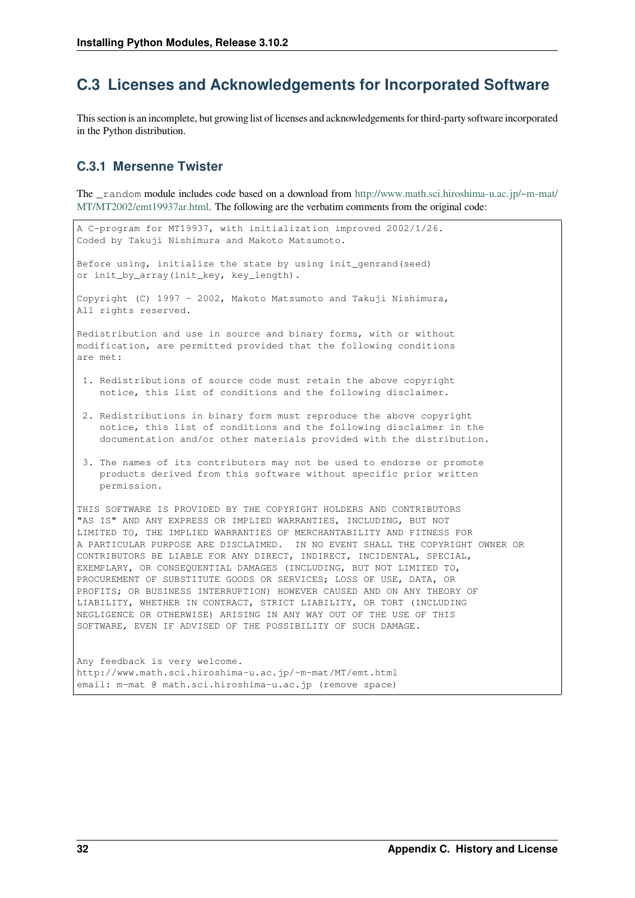## C.3 Licenses and Acknowledgements for Incorporated Software

This section is an incomplete, but growing list of licenses and acknowledgements for third-party software incorporated in the Python distribution.

### C.3.1 Mersenne Twister

The `_random` module includes code based on a download from http://www.math.sci.hiroshima-u.ac.jp/~m-mat/MT/MT2002/emt19937ar.html. The following are the verbatim comments from the original code:

```
A C-program for MT19937, with initialization improved 2002/1/26.
Coded by Takuji Nishimura and Makoto Matsumoto.

Before using, initialize the state by using init_genrand(seed)
or init_by_array(init_key, key_length).

Copyright (C) 1997 - 2002, Makoto Matsumoto and Takuji Nishimura,
All rights reserved.

Redistribution and use in source and binary forms, with or without
modification, are permitted provided that the following conditions
are met:

 1. Redistributions of source code must retain the above copyright
    notice, this list of conditions and the following disclaimer.

 2. Redistributions in binary form must reproduce the above copyright
    notice, this list of conditions and the following disclaimer in the
    documentation and/or other materials provided with the distribution.

 3. The names of its contributors may not be used to endorse or promote
    products derived from this software without specific prior written
    permission.

THIS SOFTWARE IS PROVIDED BY THE COPYRIGHT HOLDERS AND CONTRIBUTORS
"AS IS" AND ANY EXPRESS OR IMPLIED WARRANTIES, INCLUDING, BUT NOT
LIMITED TO, THE IMPLIED WARRANTIES OF MERCHANTABILITY AND FITNESS FOR
A PARTICULAR PURPOSE ARE DISCLAIMED.  IN NO EVENT SHALL THE COPYRIGHT OWNER OR
CONTRIBUTORS BE LIABLE FOR ANY DIRECT, INDIRECT, INCIDENTAL, SPECIAL,
EXEMPLARY, OR CONSEQUENTIAL DAMAGES (INCLUDING, BUT NOT LIMITED TO,
PROCUREMENT OF SUBSTITUTE GOODS OR SERVICES; LOSS OF USE, DATA, OR
PROFITS; OR BUSINESS INTERRUPTION) HOWEVER CAUSED AND ON ANY THEORY OF
LIABILITY, WHETHER IN CONTRACT, STRICT LIABILITY, OR TORT (INCLUDING
NEGLIGENCE OR OTHERWISE) ARISING IN ANY WAY OUT OF THE USE OF THIS
SOFTWARE, EVEN IF ADVISED OF THE POSSIBILITY OF SUCH DAMAGE.


Any feedback is very welcome.
http://www.math.sci.hiroshima-u.ac.jp/~m-mat/MT/emt.html
email: m-mat @ math.sci.hiroshima-u.ac.jp (remove space)
```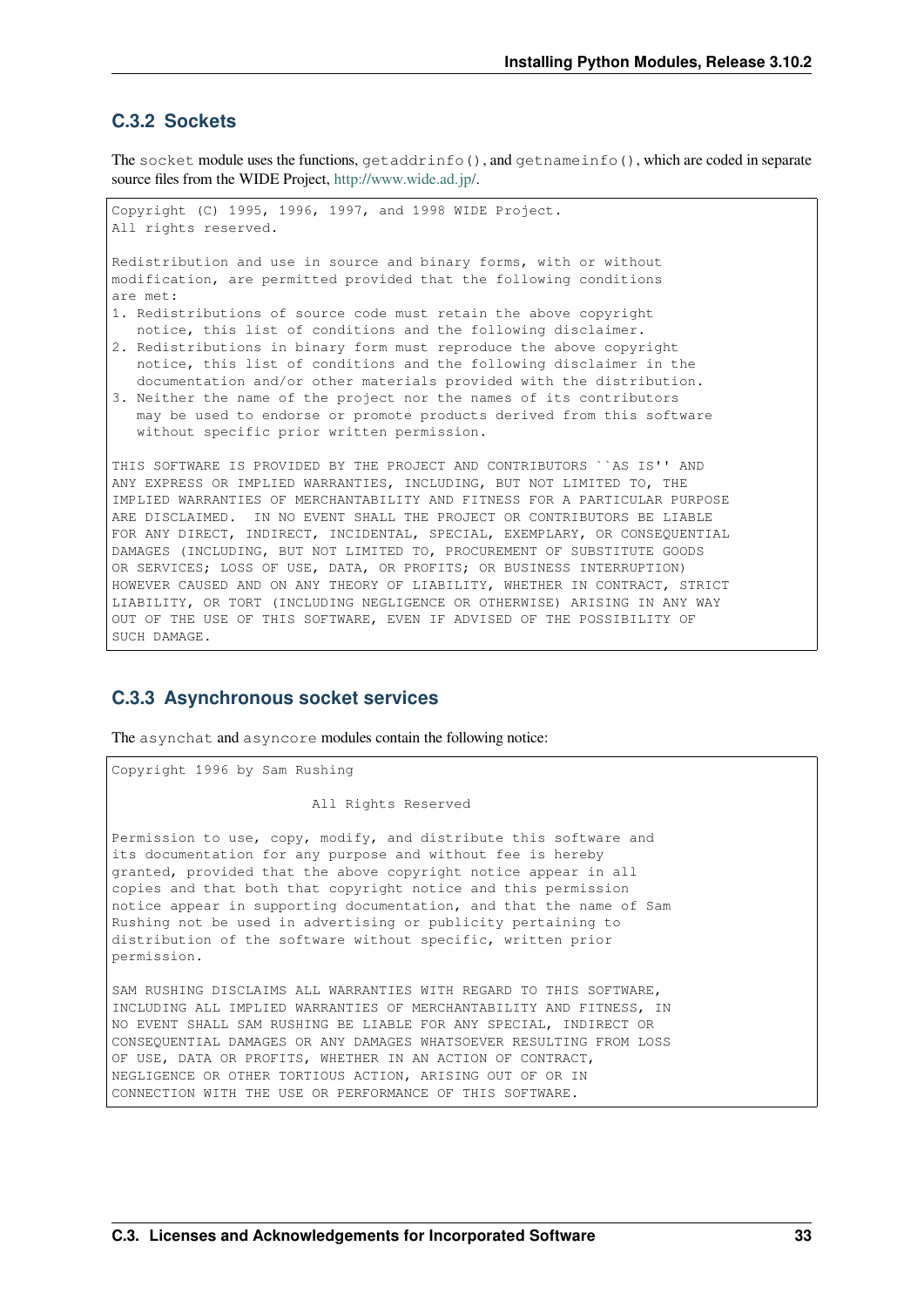### C.3.2 Sockets

The `socket` module uses the functions, `getaddrinfo()`, and `getnameinfo()`, which are coded in separate source files from the WIDE Project, http://www.wide.ad.jp/.

```
Copyright (C) 1995, 1996, 1997, and 1998 WIDE Project.
All rights reserved.

Redistribution and use in source and binary forms, with or without
modification, are permitted provided that the following conditions
are met:
1. Redistributions of source code must retain the above copyright
   notice, this list of conditions and the following disclaimer.
2. Redistributions in binary form must reproduce the above copyright
   notice, this list of conditions and the following disclaimer in the
   documentation and/or other materials provided with the distribution.
3. Neither the name of the project nor the names of its contributors
   may be used to endorse or promote products derived from this software
   without specific prior written permission.

THIS SOFTWARE IS PROVIDED BY THE PROJECT AND CONTRIBUTORS ``AS IS'' AND
ANY EXPRESS OR IMPLIED WARRANTIES, INCLUDING, BUT NOT LIMITED TO, THE
IMPLIED WARRANTIES OF MERCHANTABILITY AND FITNESS FOR A PARTICULAR PURPOSE
ARE DISCLAIMED.  IN NO EVENT SHALL THE PROJECT OR CONTRIBUTORS BE LIABLE
FOR ANY DIRECT, INDIRECT, INCIDENTAL, SPECIAL, EXEMPLARY, OR CONSEQUENTIAL
DAMAGES (INCLUDING, BUT NOT LIMITED TO, PROCUREMENT OF SUBSTITUTE GOODS
OR SERVICES; LOSS OF USE, DATA, OR PROFITS; OR BUSINESS INTERRUPTION)
HOWEVER CAUSED AND ON ANY THEORY OF LIABILITY, WHETHER IN CONTRACT, STRICT
LIABILITY, OR TORT (INCLUDING NEGLIGENCE OR OTHERWISE) ARISING IN ANY WAY
OUT OF THE USE OF THIS SOFTWARE, EVEN IF ADVISED OF THE POSSIBILITY OF
SUCH DAMAGE.
```

### C.3.3 Asynchronous socket services

The `asynchat` and `asyncore` modules contain the following notice:

```
Copyright 1996 by Sam Rushing

                        All Rights Reserved

Permission to use, copy, modify, and distribute this software and
its documentation for any purpose and without fee is hereby
granted, provided that the above copyright notice appear in all
copies and that both that copyright notice and this permission
notice appear in supporting documentation, and that the name of Sam
Rushing not be used in advertising or publicity pertaining to
distribution of the software without specific, written prior
permission.

SAM RUSHING DISCLAIMS ALL WARRANTIES WITH REGARD TO THIS SOFTWARE,
INCLUDING ALL IMPLIED WARRANTIES OF MERCHANTABILITY AND FITNESS, IN
NO EVENT SHALL SAM RUSHING BE LIABLE FOR ANY SPECIAL, INDIRECT OR
CONSEQUENTIAL DAMAGES OR ANY DAMAGES WHATSOEVER RESULTING FROM LOSS
OF USE, DATA OR PROFITS, WHETHER IN AN ACTION OF CONTRACT,
NEGLIGENCE OR OTHER TORTIOUS ACTION, ARISING OUT OF OR IN
CONNECTION WITH THE USE OR PERFORMANCE OF THIS SOFTWARE.
```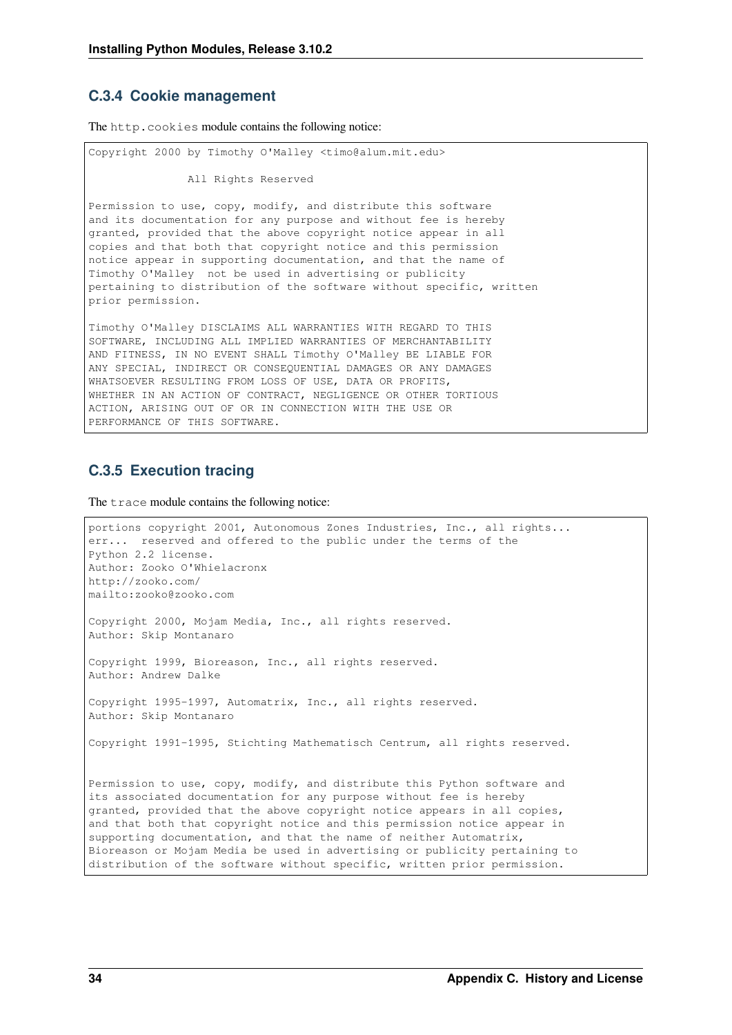### C.3.4 Cookie management

The `http.cookies` module contains the following notice:

```
Copyright 2000 by Timothy O'Malley <timo@alum.mit.edu>

               All Rights Reserved

Permission to use, copy, modify, and distribute this software
and its documentation for any purpose and without fee is hereby
granted, provided that the above copyright notice appear in all
copies and that both that copyright notice and this permission
notice appear in supporting documentation, and that the name of
Timothy O'Malley  not be used in advertising or publicity
pertaining to distribution of the software without specific, written
prior permission.

Timothy O'Malley DISCLAIMS ALL WARRANTIES WITH REGARD TO THIS
SOFTWARE, INCLUDING ALL IMPLIED WARRANTIES OF MERCHANTABILITY
AND FITNESS, IN NO EVENT SHALL Timothy O'Malley BE LIABLE FOR
ANY SPECIAL, INDIRECT OR CONSEQUENTIAL DAMAGES OR ANY DAMAGES
WHATSOEVER RESULTING FROM LOSS OF USE, DATA OR PROFITS,
WHETHER IN AN ACTION OF CONTRACT, NEGLIGENCE OR OTHER TORTIOUS
ACTION, ARISING OUT OF OR IN CONNECTION WITH THE USE OR
PERFORMANCE OF THIS SOFTWARE.
```

### C.3.5 Execution tracing

The `trace` module contains the following notice:

```
portions copyright 2001, Autonomous Zones Industries, Inc., all rights...
err...  reserved and offered to the public under the terms of the
Python 2.2 license.
Author: Zooko O'Whielacronx
http://zooko.com/
mailto:zooko@zooko.com

Copyright 2000, Mojam Media, Inc., all rights reserved.
Author: Skip Montanaro

Copyright 1999, Bioreason, Inc., all rights reserved.
Author: Andrew Dalke

Copyright 1995-1997, Automatrix, Inc., all rights reserved.
Author: Skip Montanaro

Copyright 1991-1995, Stichting Mathematisch Centrum, all rights reserved.


Permission to use, copy, modify, and distribute this Python software and
its associated documentation for any purpose without fee is hereby
granted, provided that the above copyright notice appears in all copies,
and that both that copyright notice and this permission notice appear in
supporting documentation, and that the name of neither Automatrix,
Bioreason or Mojam Media be used in advertising or publicity pertaining to
distribution of the software without specific, written prior permission.
```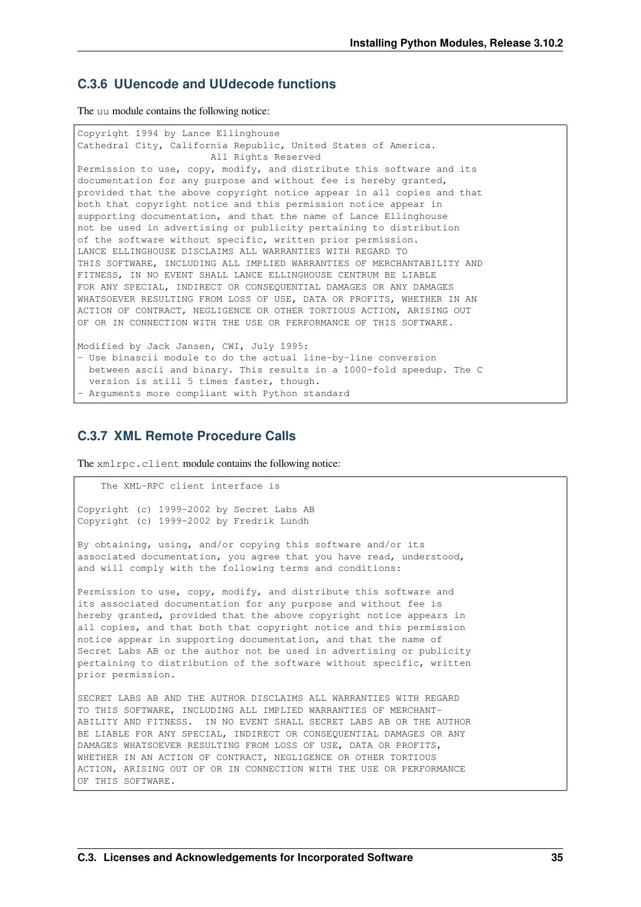### C.3.6 UUencode and UUdecode functions

The `uu` module contains the following notice:

```
Copyright 1994 by Lance Ellinghouse
Cathedral City, California Republic, United States of America.
                       All Rights Reserved
Permission to use, copy, modify, and distribute this software and its
documentation for any purpose and without fee is hereby granted,
provided that the above copyright notice appear in all copies and that
both that copyright notice and this permission notice appear in
supporting documentation, and that the name of Lance Ellinghouse
not be used in advertising or publicity pertaining to distribution
of the software without specific, written prior permission.
LANCE ELLINGHOUSE DISCLAIMS ALL WARRANTIES WITH REGARD TO
THIS SOFTWARE, INCLUDING ALL IMPLIED WARRANTIES OF MERCHANTABILITY AND
FITNESS, IN NO EVENT SHALL LANCE ELLINGHOUSE CENTRUM BE LIABLE
FOR ANY SPECIAL, INDIRECT OR CONSEQUENTIAL DAMAGES OR ANY DAMAGES
WHATSOEVER RESULTING FROM LOSS OF USE, DATA OR PROFITS, WHETHER IN AN
ACTION OF CONTRACT, NEGLIGENCE OR OTHER TORTIOUS ACTION, ARISING OUT
OF OR IN CONNECTION WITH THE USE OR PERFORMANCE OF THIS SOFTWARE.

Modified by Jack Jansen, CWI, July 1995:
- Use binascii module to do the actual line-by-line conversion
  between ascii and binary. This results in a 1000-fold speedup. The C
  version is still 5 times faster, though.
- Arguments more compliant with Python standard
```

### C.3.7 XML Remote Procedure Calls

The `xmlrpc.client` module contains the following notice:

```
    The XML-RPC client interface is

Copyright (c) 1999-2002 by Secret Labs AB
Copyright (c) 1999-2002 by Fredrik Lundh

By obtaining, using, and/or copying this software and/or its
associated documentation, you agree that you have read, understood,
and will comply with the following terms and conditions:

Permission to use, copy, modify, and distribute this software and
its associated documentation for any purpose and without fee is
hereby granted, provided that the above copyright notice appears in
all copies, and that both that copyright notice and this permission
notice appear in supporting documentation, and that the name of
Secret Labs AB or the author not be used in advertising or publicity
pertaining to distribution of the software without specific, written
prior permission.

SECRET LABS AB AND THE AUTHOR DISCLAIMS ALL WARRANTIES WITH REGARD
TO THIS SOFTWARE, INCLUDING ALL IMPLIED WARRANTIES OF MERCHANT-
ABILITY AND FITNESS.  IN NO EVENT SHALL SECRET LABS AB OR THE AUTHOR
BE LIABLE FOR ANY SPECIAL, INDIRECT OR CONSEQUENTIAL DAMAGES OR ANY
DAMAGES WHATSOEVER RESULTING FROM LOSS OF USE, DATA OR PROFITS,
WHETHER IN AN ACTION OF CONTRACT, NEGLIGENCE OR OTHER TORTIOUS
ACTION, ARISING OUT OF OR IN CONNECTION WITH THE USE OR PERFORMANCE
OF THIS SOFTWARE.
```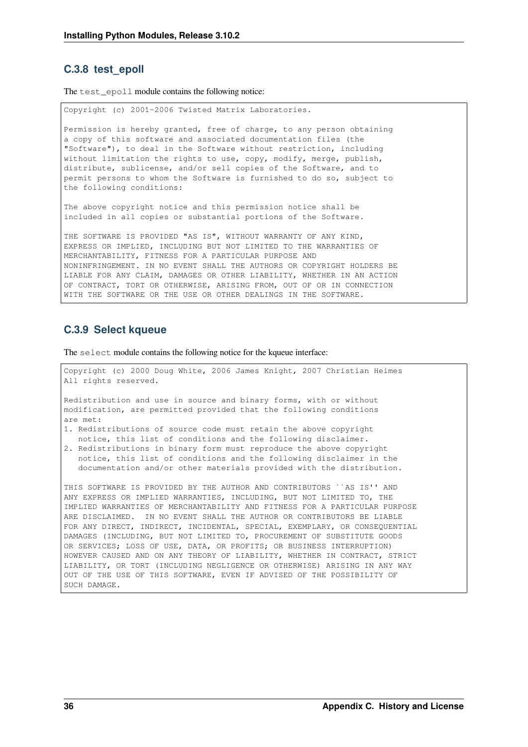### C.3.8 test_epoll

The `test_epoll` module contains the following notice:

```
Copyright (c) 2001-2006 Twisted Matrix Laboratories.

Permission is hereby granted, free of charge, to any person obtaining
a copy of this software and associated documentation files (the
"Software"), to deal in the Software without restriction, including
without limitation the rights to use, copy, modify, merge, publish,
distribute, sublicense, and/or sell copies of the Software, and to
permit persons to whom the Software is furnished to do so, subject to
the following conditions:

The above copyright notice and this permission notice shall be
included in all copies or substantial portions of the Software.

THE SOFTWARE IS PROVIDED "AS IS", WITHOUT WARRANTY OF ANY KIND,
EXPRESS OR IMPLIED, INCLUDING BUT NOT LIMITED TO THE WARRANTIES OF
MERCHANTABILITY, FITNESS FOR A PARTICULAR PURPOSE AND
NONINFRINGEMENT. IN NO EVENT SHALL THE AUTHORS OR COPYRIGHT HOLDERS BE
LIABLE FOR ANY CLAIM, DAMAGES OR OTHER LIABILITY, WHETHER IN AN ACTION
OF CONTRACT, TORT OR OTHERWISE, ARISING FROM, OUT OF OR IN CONNECTION
WITH THE SOFTWARE OR THE USE OR OTHER DEALINGS IN THE SOFTWARE.
```

### C.3.9 Select kqueue

The `select` module contains the following notice for the kqueue interface:

```
Copyright (c) 2000 Doug White, 2006 James Knight, 2007 Christian Heimes
All rights reserved.

Redistribution and use in source and binary forms, with or without
modification, are permitted provided that the following conditions
are met:
1. Redistributions of source code must retain the above copyright
   notice, this list of conditions and the following disclaimer.
2. Redistributions in binary form must reproduce the above copyright
   notice, this list of conditions and the following disclaimer in the
   documentation and/or other materials provided with the distribution.

THIS SOFTWARE IS PROVIDED BY THE AUTHOR AND CONTRIBUTORS ``AS IS'' AND
ANY EXPRESS OR IMPLIED WARRANTIES, INCLUDING, BUT NOT LIMITED TO, THE
IMPLIED WARRANTIES OF MERCHANTABILITY AND FITNESS FOR A PARTICULAR PURPOSE
ARE DISCLAIMED.  IN NO EVENT SHALL THE AUTHOR OR CONTRIBUTORS BE LIABLE
FOR ANY DIRECT, INDIRECT, INCIDENTAL, SPECIAL, EXEMPLARY, OR CONSEQUENTIAL
DAMAGES (INCLUDING, BUT NOT LIMITED TO, PROCUREMENT OF SUBSTITUTE GOODS
OR SERVICES; LOSS OF USE, DATA, OR PROFITS; OR BUSINESS INTERRUPTION)
HOWEVER CAUSED AND ON ANY THEORY OF LIABILITY, WHETHER IN CONTRACT, STRICT
LIABILITY, OR TORT (INCLUDING NEGLIGENCE OR OTHERWISE) ARISING IN ANY WAY
OUT OF THE USE OF THIS SOFTWARE, EVEN IF ADVISED OF THE POSSIBILITY OF
SUCH DAMAGE.
```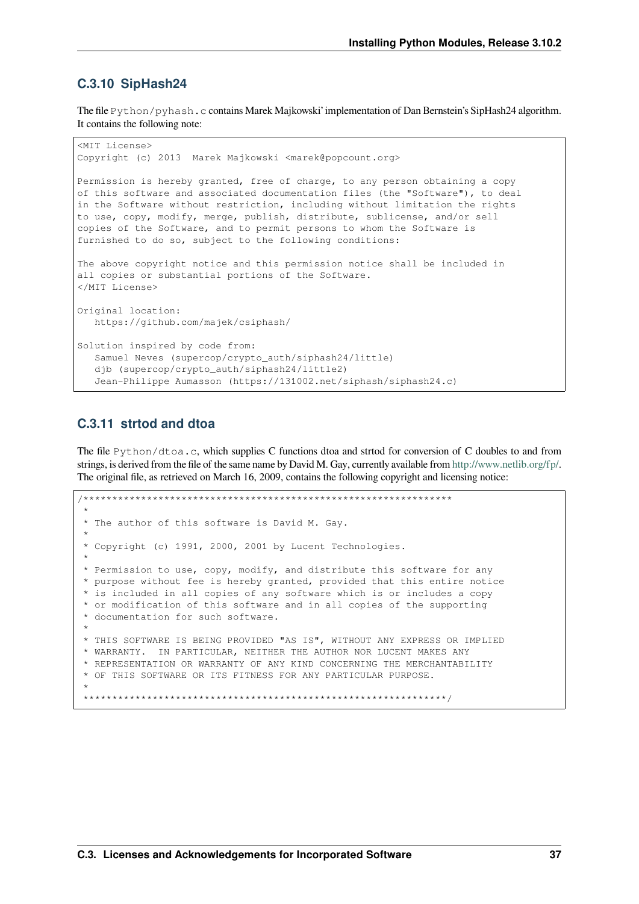### C.3.10 SipHash24

The file `Python/pyhash.c` contains Marek Majkowski' implementation of Dan Bernstein's SipHash24 algorithm. It contains the following note:

```
<MIT License>
Copyright (c) 2013  Marek Majkowski <marek@popcount.org>

Permission is hereby granted, free of charge, to any person obtaining a copy
of this software and associated documentation files (the "Software"), to deal
in the Software without restriction, including without limitation the rights
to use, copy, modify, merge, publish, distribute, sublicense, and/or sell
copies of the Software, and to permit persons to whom the Software is
furnished to do so, subject to the following conditions:

The above copyright notice and this permission notice shall be included in
all copies or substantial portions of the Software.
</MIT License>

Original location:
   https://github.com/majek/csiphash/

Solution inspired by code from:
   Samuel Neves (supercop/crypto_auth/siphash24/little)
   djb (supercop/crypto_auth/siphash24/little2)
   Jean-Philippe Aumasson (https://131002.net/siphash/siphash24.c)
```

### C.3.11 strtod and dtoa

The file `Python/dtoa.c`, which supplies C functions dtoa and strtod for conversion of C doubles to and from strings, is derived from the file of the same name by David M. Gay, currently available from http://www.netlib.org/fp/. The original file, as retrieved on March 16, 2009, contains the following copyright and licensing notice:

```
/****************************************************************
 *
 * The author of this software is David M. Gay.
 *
 * Copyright (c) 1991, 2000, 2001 by Lucent Technologies.
 *
 * Permission to use, copy, modify, and distribute this software for any
 * purpose without fee is hereby granted, provided that this entire notice
 * is included in all copies of any software which is or includes a copy
 * or modification of this software and in all copies of the supporting
 * documentation for such software.
 *
 * THIS SOFTWARE IS BEING PROVIDED "AS IS", WITHOUT ANY EXPRESS OR IMPLIED
 * WARRANTY.  IN PARTICULAR, NEITHER THE AUTHOR NOR LUCENT MAKES ANY
 * REPRESENTATION OR WARRANTY OF ANY KIND CONCERNING THE MERCHANTABILITY
 * OF THIS SOFTWARE OR ITS FITNESS FOR ANY PARTICULAR PURPOSE.
 *
 ***************************************************************/
```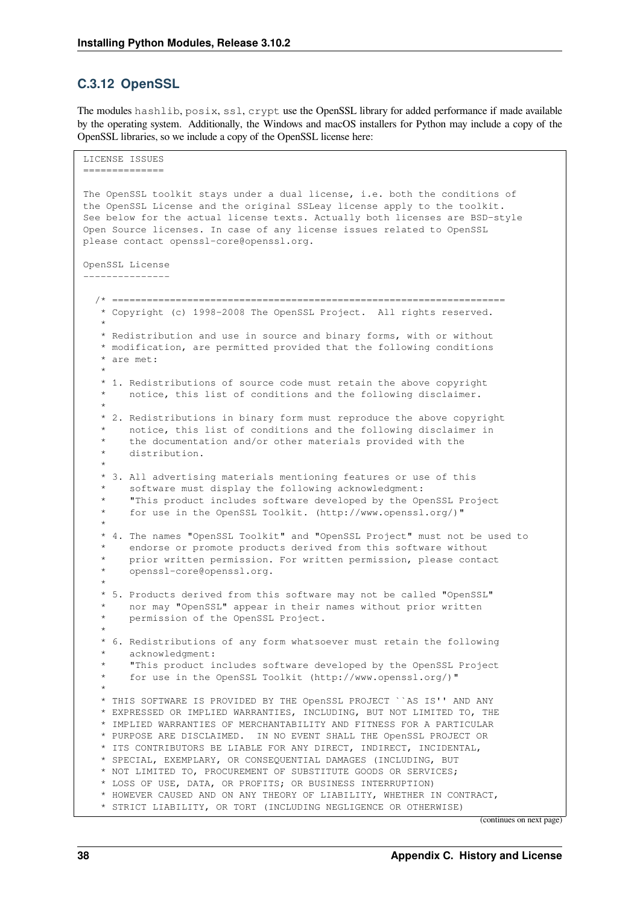### C.3.12 OpenSSL

The modules `hashlib`, `posix`, `ssl`, `crypt` use the OpenSSL library for added performance if made available by the operating system. Additionally, the Windows and macOS installers for Python may include a copy of the OpenSSL libraries, so we include a copy of the OpenSSL license here:

```
LICENSE ISSUES
==============

The OpenSSL toolkit stays under a dual license, i.e. both the conditions of
the OpenSSL License and the original SSLeay license apply to the toolkit.
See below for the actual license texts. Actually both licenses are BSD-style
Open Source licenses. In case of any license issues related to OpenSSL
please contact openssl-core@openssl.org.

OpenSSL License
---------------

  /* ====================================================================
   * Copyright (c) 1998-2008 The OpenSSL Project.  All rights reserved.
   *
   * Redistribution and use in source and binary forms, with or without
   * modification, are permitted provided that the following conditions
   * are met:
   *
   * 1. Redistributions of source code must retain the above copyright
   *    notice, this list of conditions and the following disclaimer.
   *
   * 2. Redistributions in binary form must reproduce the above copyright
   *    notice, this list of conditions and the following disclaimer in
   *    the documentation and/or other materials provided with the
   *    distribution.
   *
   * 3. All advertising materials mentioning features or use of this
   *    software must display the following acknowledgment:
   *    "This product includes software developed by the OpenSSL Project
   *    for use in the OpenSSL Toolkit. (http://www.openssl.org/)"
   *
   * 4. The names "OpenSSL Toolkit" and "OpenSSL Project" must not be used to
   *    endorse or promote products derived from this software without
   *    prior written permission. For written permission, please contact
   *    openssl-core@openssl.org.
   *
   * 5. Products derived from this software may not be called "OpenSSL"
   *    nor may "OpenSSL" appear in their names without prior written
   *    permission of the OpenSSL Project.
   *
   * 6. Redistributions of any form whatsoever must retain the following
   *    acknowledgment:
   *    "This product includes software developed by the OpenSSL Project
   *    for use in the OpenSSL Toolkit (http://www.openssl.org/)"
   *
   * THIS SOFTWARE IS PROVIDED BY THE OpenSSL PROJECT ``AS IS'' AND ANY
   * EXPRESSED OR IMPLIED WARRANTIES, INCLUDING, BUT NOT LIMITED TO, THE
   * IMPLIED WARRANTIES OF MERCHANTABILITY AND FITNESS FOR A PARTICULAR
   * PURPOSE ARE DISCLAIMED.  IN NO EVENT SHALL THE OpenSSL PROJECT OR
   * ITS CONTRIBUTORS BE LIABLE FOR ANY DIRECT, INDIRECT, INCIDENTAL,
   * SPECIAL, EXEMPLARY, OR CONSEQUENTIAL DAMAGES (INCLUDING, BUT
   * NOT LIMITED TO, PROCUREMENT OF SUBSTITUTE GOODS OR SERVICES;
   * LOSS OF USE, DATA, OR PROFITS; OR BUSINESS INTERRUPTION)
   * HOWEVER CAUSED AND ON ANY THEORY OF LIABILITY, WHETHER IN CONTRACT,
   * STRICT LIABILITY, OR TORT (INCLUDING NEGLIGENCE OR OTHERWISE)
```

(continues on next page)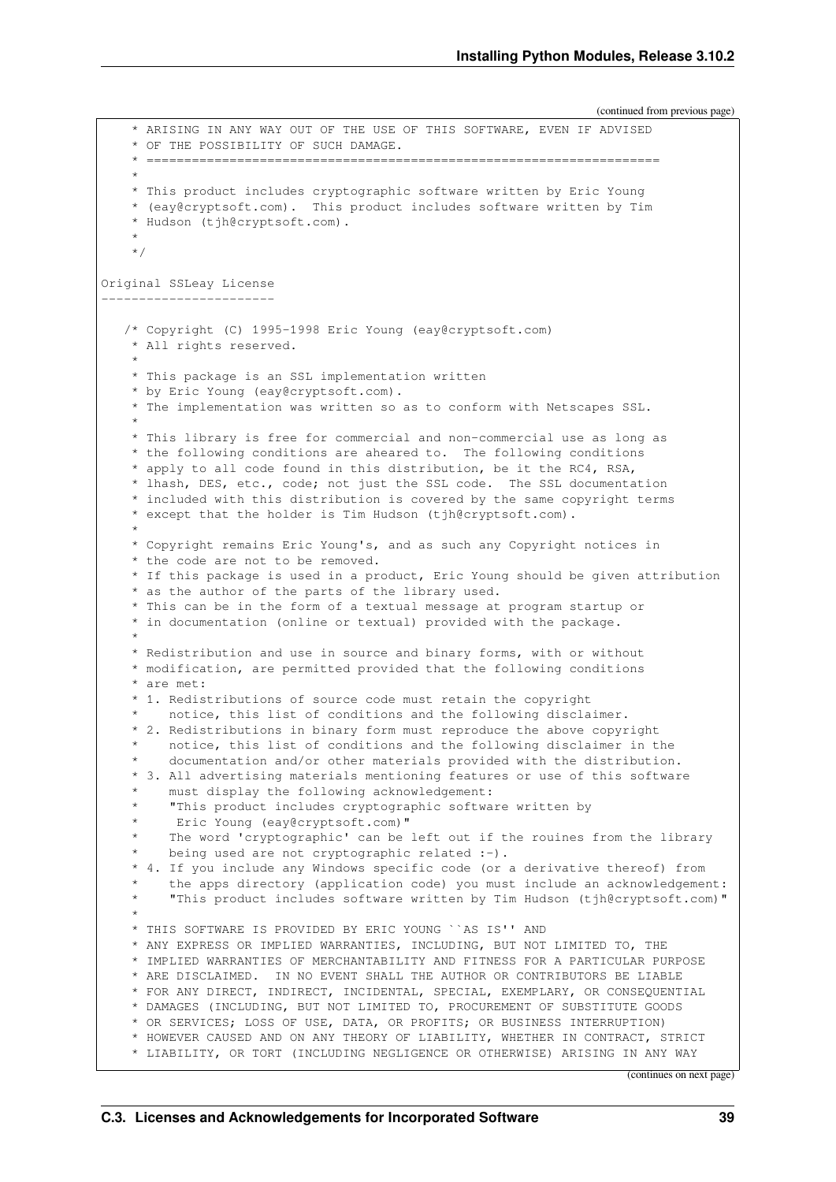(continued from previous page)

```
 * ARISING IN ANY WAY OUT OF THE USE OF THIS SOFTWARE, EVEN IF ADVISED
 * OF THE POSSIBILITY OF SUCH DAMAGE.
 * ====================================================================
 *
 * This product includes cryptographic software written by Eric Young
 * (eay@cryptsoft.com).  This product includes software written by Tim
 * Hudson (tjh@cryptsoft.com).
 *
 */

Original SSLeay License
-----------------------

  /* Copyright (C) 1995-1998 Eric Young (eay@cryptsoft.com)
   * All rights reserved.
   *
   * This package is an SSL implementation written
   * by Eric Young (eay@cryptsoft.com).
   * The implementation was written so as to conform with Netscapes SSL.
   *
   * This library is free for commercial and non-commercial use as long as
   * the following conditions are aheared to.  The following conditions
   * apply to all code found in this distribution, be it the RC4, RSA,
   * lhash, DES, etc., code; not just the SSL code.  The SSL documentation
   * included with this distribution is covered by the same copyright terms
   * except that the holder is Tim Hudson (tjh@cryptsoft.com).
   *
   * Copyright remains Eric Young's, and as such any Copyright notices in
   * the code are not to be removed.
   * If this package is used in a product, Eric Young should be given attribution
   * as the author of the parts of the library used.
   * This can be in the form of a textual message at program startup or
   * in documentation (online or textual) provided with the package.
   *
   * Redistribution and use in source and binary forms, with or without
   * modification, are permitted provided that the following conditions
   * are met:
   * 1. Redistributions of source code must retain the copyright
   *    notice, this list of conditions and the following disclaimer.
   * 2. Redistributions in binary form must reproduce the above copyright
   *    notice, this list of conditions and the following disclaimer in the
   *    documentation and/or other materials provided with the distribution.
   * 3. All advertising materials mentioning features or use of this software
   *    must display the following acknowledgement:
   *    "This product includes cryptographic software written by
   *     Eric Young (eay@cryptsoft.com)"
   *    The word 'cryptographic' can be left out if the rouines from the library
   *    being used are not cryptographic related :-).
   * 4. If you include any Windows specific code (or a derivative thereof) from
   *    the apps directory (application code) you must include an acknowledgement:
   *    "This product includes software written by Tim Hudson (tjh@cryptsoft.com)"
   *
   * THIS SOFTWARE IS PROVIDED BY ERIC YOUNG ``AS IS'' AND
   * ANY EXPRESS OR IMPLIED WARRANTIES, INCLUDING, BUT NOT LIMITED TO, THE
   * IMPLIED WARRANTIES OF MERCHANTABILITY AND FITNESS FOR A PARTICULAR PURPOSE
   * ARE DISCLAIMED.  IN NO EVENT SHALL THE AUTHOR OR CONTRIBUTORS BE LIABLE
   * FOR ANY DIRECT, INDIRECT, INCIDENTAL, SPECIAL, EXEMPLARY, OR CONSEQUENTIAL
   * DAMAGES (INCLUDING, BUT NOT LIMITED TO, PROCUREMENT OF SUBSTITUTE GOODS
   * OR SERVICES; LOSS OF USE, DATA, OR PROFITS; OR BUSINESS INTERRUPTION)
   * HOWEVER CAUSED AND ON ANY THEORY OF LIABILITY, WHETHER IN CONTRACT, STRICT
   * LIABILITY, OR TORT (INCLUDING NEGLIGENCE OR OTHERWISE) ARISING IN ANY WAY
```

(continues on next page)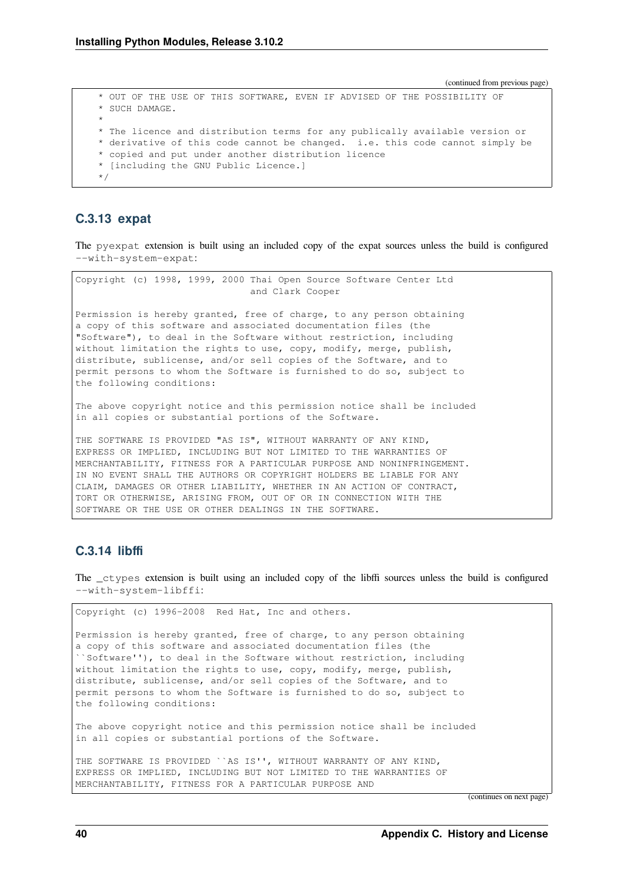(continued from previous page)

```
 * OUT OF THE USE OF THIS SOFTWARE, EVEN IF ADVISED OF THE POSSIBILITY OF
 * SUCH DAMAGE.
 *
 * The licence and distribution terms for any publically available version or
 * derivative of this code cannot be changed.  i.e. this code cannot simply be
 * copied and put under another distribution licence
 * [including the GNU Public Licence.]
 */
```

### C.3.13 expat

The `pyexpat` extension is built using an included copy of the expat sources unless the build is configured `--with-system-expat`:

```
Copyright (c) 1998, 1999, 2000 Thai Open Source Software Center Ltd
                               and Clark Cooper

Permission is hereby granted, free of charge, to any person obtaining
a copy of this software and associated documentation files (the
"Software"), to deal in the Software without restriction, including
without limitation the rights to use, copy, modify, merge, publish,
distribute, sublicense, and/or sell copies of the Software, and to
permit persons to whom the Software is furnished to do so, subject to
the following conditions:

The above copyright notice and this permission notice shall be included
in all copies or substantial portions of the Software.

THE SOFTWARE IS PROVIDED "AS IS", WITHOUT WARRANTY OF ANY KIND,
EXPRESS OR IMPLIED, INCLUDING BUT NOT LIMITED TO THE WARRANTIES OF
MERCHANTABILITY, FITNESS FOR A PARTICULAR PURPOSE AND NONINFRINGEMENT.
IN NO EVENT SHALL THE AUTHORS OR COPYRIGHT HOLDERS BE LIABLE FOR ANY
CLAIM, DAMAGES OR OTHER LIABILITY, WHETHER IN AN ACTION OF CONTRACT,
TORT OR OTHERWISE, ARISING FROM, OUT OF OR IN CONNECTION WITH THE
SOFTWARE OR THE USE OR OTHER DEALINGS IN THE SOFTWARE.
```

### C.3.14 libffi

The `_ctypes` extension is built using an included copy of the libffi sources unless the build is configured `--with-system-libffi`:

```
Copyright (c) 1996-2008  Red Hat, Inc and others.

Permission is hereby granted, free of charge, to any person obtaining
a copy of this software and associated documentation files (the
``Software''), to deal in the Software without restriction, including
without limitation the rights to use, copy, modify, merge, publish,
distribute, sublicense, and/or sell copies of the Software, and to
permit persons to whom the Software is furnished to do so, subject to
the following conditions:

The above copyright notice and this permission notice shall be included
in all copies or substantial portions of the Software.

THE SOFTWARE IS PROVIDED ``AS IS'', WITHOUT WARRANTY OF ANY KIND,
EXPRESS OR IMPLIED, INCLUDING BUT NOT LIMITED TO THE WARRANTIES OF
MERCHANTABILITY, FITNESS FOR A PARTICULAR PURPOSE AND
```

(continues on next page)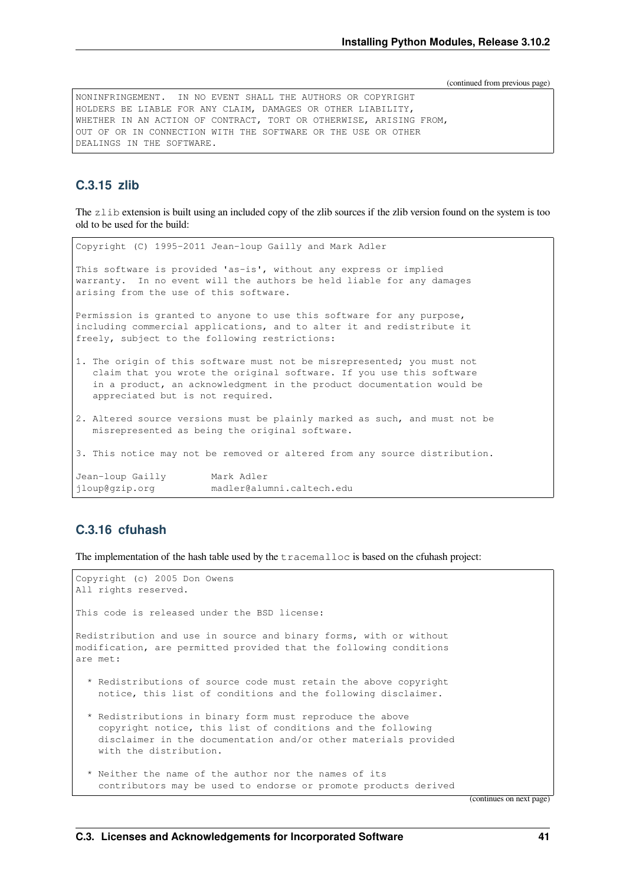(continued from previous page)

```
NONINFRINGEMENT.  IN NO EVENT SHALL THE AUTHORS OR COPYRIGHT
HOLDERS BE LIABLE FOR ANY CLAIM, DAMAGES OR OTHER LIABILITY,
WHETHER IN AN ACTION OF CONTRACT, TORT OR OTHERWISE, ARISING FROM,
OUT OF OR IN CONNECTION WITH THE SOFTWARE OR THE USE OR OTHER
DEALINGS IN THE SOFTWARE.
```

### C.3.15 zlib

The `zlib` extension is built using an included copy of the zlib sources if the zlib version found on the system is too old to be used for the build:

```
Copyright (C) 1995-2011 Jean-loup Gailly and Mark Adler

This software is provided 'as-is', without any express or implied
warranty.  In no event will the authors be held liable for any damages
arising from the use of this software.

Permission is granted to anyone to use this software for any purpose,
including commercial applications, and to alter it and redistribute it
freely, subject to the following restrictions:

1. The origin of this software must not be misrepresented; you must not
   claim that you wrote the original software. If you use this software
   in a product, an acknowledgment in the product documentation would be
   appreciated but is not required.

2. Altered source versions must be plainly marked as such, and must not be
   misrepresented as being the original software.

3. This notice may not be removed or altered from any source distribution.

Jean-loup Gailly        Mark Adler
jloup@gzip.org          madler@alumni.caltech.edu
```

### C.3.16 cfuhash

The implementation of the hash table used by the `tracemalloc` is based on the cfuhash project:

```
Copyright (c) 2005 Don Owens
All rights reserved.

This code is released under the BSD license:

Redistribution and use in source and binary forms, with or without
modification, are permitted provided that the following conditions
are met:

  * Redistributions of source code must retain the above copyright
    notice, this list of conditions and the following disclaimer.

  * Redistributions in binary form must reproduce the above
    copyright notice, this list of conditions and the following
    disclaimer in the documentation and/or other materials provided
    with the distribution.

  * Neither the name of the author nor the names of its
    contributors may be used to endorse or promote products derived
```

(continues on next page)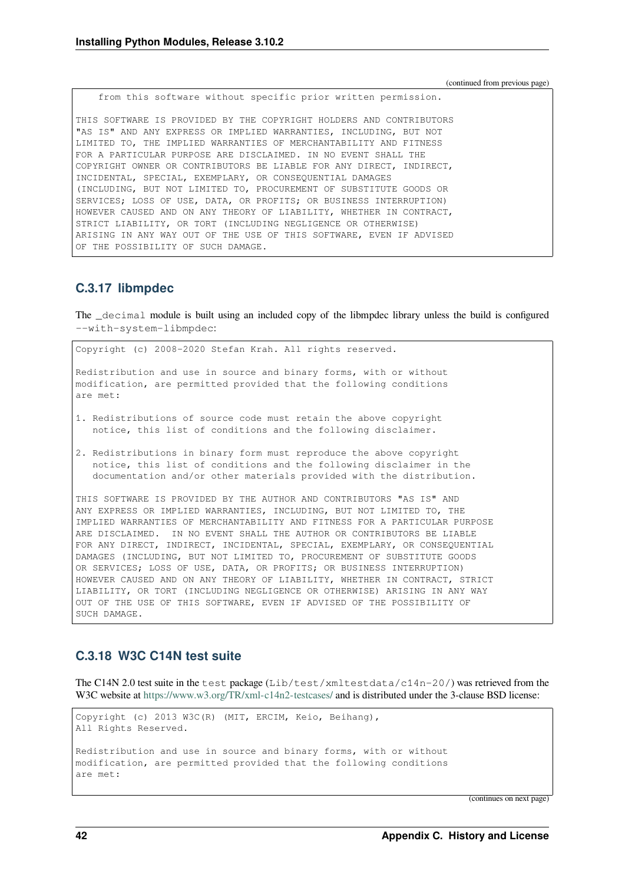(continued from previous page)

```
   from this software without specific prior written permission.

THIS SOFTWARE IS PROVIDED BY THE COPYRIGHT HOLDERS AND CONTRIBUTORS
"AS IS" AND ANY EXPRESS OR IMPLIED WARRANTIES, INCLUDING, BUT NOT
LIMITED TO, THE IMPLIED WARRANTIES OF MERCHANTABILITY AND FITNESS
FOR A PARTICULAR PURPOSE ARE DISCLAIMED. IN NO EVENT SHALL THE
COPYRIGHT OWNER OR CONTRIBUTORS BE LIABLE FOR ANY DIRECT, INDIRECT,
INCIDENTAL, SPECIAL, EXEMPLARY, OR CONSEQUENTIAL DAMAGES
(INCLUDING, BUT NOT LIMITED TO, PROCUREMENT OF SUBSTITUTE GOODS OR
SERVICES; LOSS OF USE, DATA, OR PROFITS; OR BUSINESS INTERRUPTION)
HOWEVER CAUSED AND ON ANY THEORY OF LIABILITY, WHETHER IN CONTRACT,
STRICT LIABILITY, OR TORT (INCLUDING NEGLIGENCE OR OTHERWISE)
ARISING IN ANY WAY OUT OF THE USE OF THIS SOFTWARE, EVEN IF ADVISED
OF THE POSSIBILITY OF SUCH DAMAGE.
```

### C.3.17 libmpdec

The `_decimal` module is built using an included copy of the libmpdec library unless the build is configured `--with-system-libmpdec`:

```
Copyright (c) 2008-2020 Stefan Krah. All rights reserved.

Redistribution and use in source and binary forms, with or without
modification, are permitted provided that the following conditions
are met:

1. Redistributions of source code must retain the above copyright
   notice, this list of conditions and the following disclaimer.

2. Redistributions in binary form must reproduce the above copyright
   notice, this list of conditions and the following disclaimer in the
   documentation and/or other materials provided with the distribution.

THIS SOFTWARE IS PROVIDED BY THE AUTHOR AND CONTRIBUTORS "AS IS" AND
ANY EXPRESS OR IMPLIED WARRANTIES, INCLUDING, BUT NOT LIMITED TO, THE
IMPLIED WARRANTIES OF MERCHANTABILITY AND FITNESS FOR A PARTICULAR PURPOSE
ARE DISCLAIMED.  IN NO EVENT SHALL THE AUTHOR OR CONTRIBUTORS BE LIABLE
FOR ANY DIRECT, INDIRECT, INCIDENTAL, SPECIAL, EXEMPLARY, OR CONSEQUENTIAL
DAMAGES (INCLUDING, BUT NOT LIMITED TO, PROCUREMENT OF SUBSTITUTE GOODS
OR SERVICES; LOSS OF USE, DATA, OR PROFITS; OR BUSINESS INTERRUPTION)
HOWEVER CAUSED AND ON ANY THEORY OF LIABILITY, WHETHER IN CONTRACT, STRICT
LIABILITY, OR TORT (INCLUDING NEGLIGENCE OR OTHERWISE) ARISING IN ANY WAY
OUT OF THE USE OF THIS SOFTWARE, EVEN IF ADVISED OF THE POSSIBILITY OF
SUCH DAMAGE.
```

### C.3.18 W3C C14N test suite

The C14N 2.0 test suite in the `test` package (`Lib/test/xmltestdata/c14n-20/`) was retrieved from the W3C website at https://www.w3.org/TR/xml-c14n2-testcases/ and is distributed under the 3-clause BSD license:

```
Copyright (c) 2013 W3C(R) (MIT, ERCIM, Keio, Beihang),
All Rights Reserved.

Redistribution and use in source and binary forms, with or without
modification, are permitted provided that the following conditions
are met:
```

(continues on next page)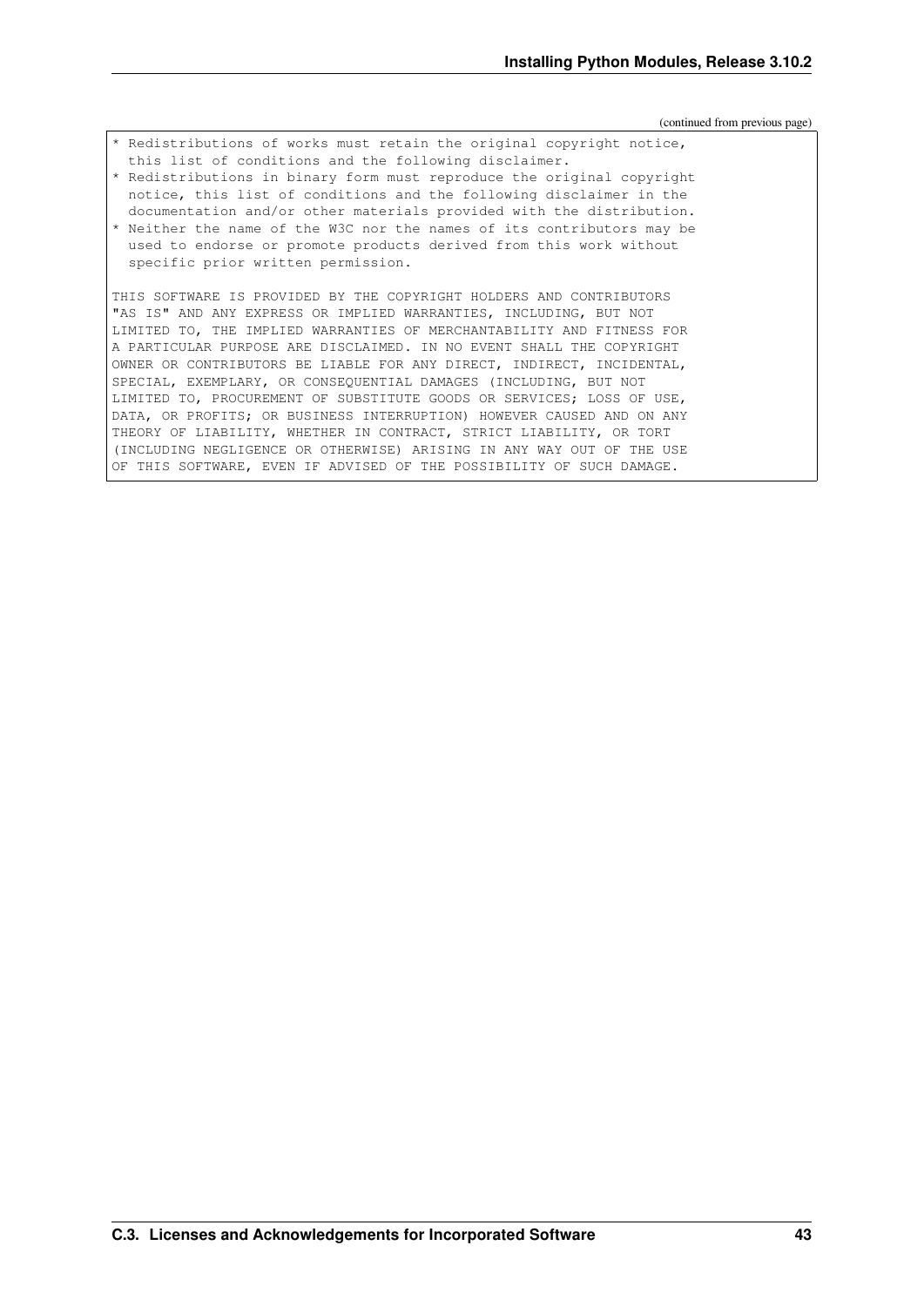(continued from previous page)

```
* Redistributions of works must retain the original copyright notice,
  this list of conditions and the following disclaimer.
* Redistributions in binary form must reproduce the original copyright
  notice, this list of conditions and the following disclaimer in the
  documentation and/or other materials provided with the distribution.
* Neither the name of the W3C nor the names of its contributors may be
  used to endorse or promote products derived from this work without
  specific prior written permission.

THIS SOFTWARE IS PROVIDED BY THE COPYRIGHT HOLDERS AND CONTRIBUTORS
"AS IS" AND ANY EXPRESS OR IMPLIED WARRANTIES, INCLUDING, BUT NOT
LIMITED TO, THE IMPLIED WARRANTIES OF MERCHANTABILITY AND FITNESS FOR
A PARTICULAR PURPOSE ARE DISCLAIMED. IN NO EVENT SHALL THE COPYRIGHT
OWNER OR CONTRIBUTORS BE LIABLE FOR ANY DIRECT, INDIRECT, INCIDENTAL,
SPECIAL, EXEMPLARY, OR CONSEQUENTIAL DAMAGES (INCLUDING, BUT NOT
LIMITED TO, PROCUREMENT OF SUBSTITUTE GOODS OR SERVICES; LOSS OF USE,
DATA, OR PROFITS; OR BUSINESS INTERRUPTION) HOWEVER CAUSED AND ON ANY
THEORY OF LIABILITY, WHETHER IN CONTRACT, STRICT LIABILITY, OR TORT
(INCLUDING NEGLIGENCE OR OTHERWISE) ARISING IN ANY WAY OUT OF THE USE
OF THIS SOFTWARE, EVEN IF ADVISED OF THE POSSIBILITY OF SUCH DAMAGE.
```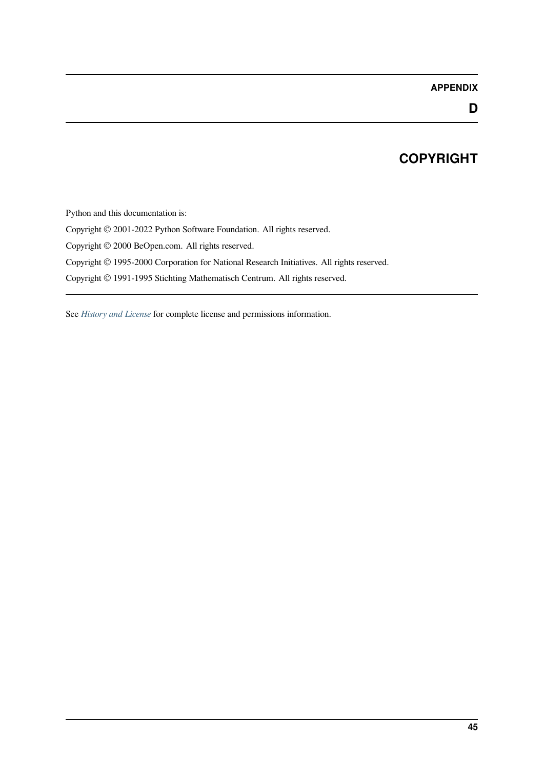# APPENDIX D

# COPYRIGHT

Python and this documentation is:

Copyright © 2001-2022 Python Software Foundation. All rights reserved.

Copyright © 2000 BeOpen.com. All rights reserved.

Copyright © 1995-2000 Corporation for National Research Initiatives. All rights reserved.

Copyright © 1991-1995 Stichting Mathematisch Centrum. All rights reserved.

---

See *History and License* for complete license and permissions information.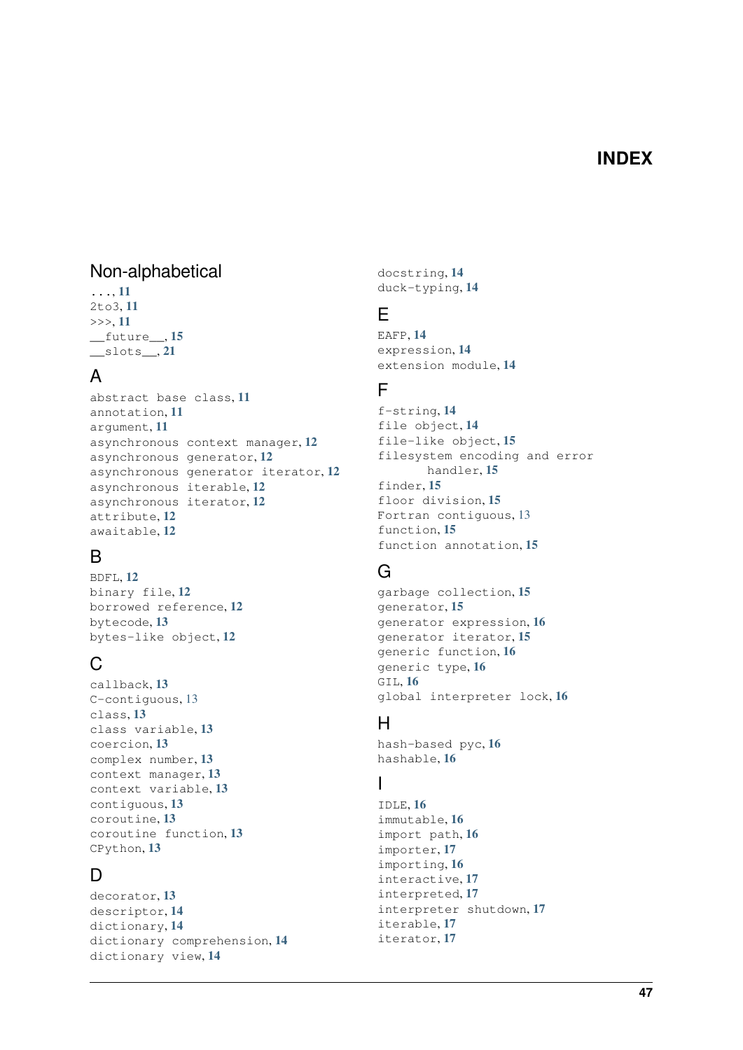# INDEX

## Non-alphabetical

..., **11**
2to3, **11**
>>>, **11**
__future__, **15**
__slots__, **21**

## A

abstract base class, **11**
annotation, **11**
argument, **11**
asynchronous context manager, **12**
asynchronous generator, **12**
asynchronous generator iterator, **12**
asynchronous iterable, **12**
asynchronous iterator, **12**
attribute, **12**
awaitable, **12**

## B

BDFL, **12**
binary file, **12**
borrowed reference, **12**
bytecode, **13**
bytes-like object, **12**

## C

callback, **13**
C-contiguous, 13
class, **13**
class variable, **13**
coercion, **13**
complex number, **13**
context manager, **13**
context variable, **13**
contiguous, **13**
coroutine, **13**
coroutine function, **13**
CPython, **13**

## D

decorator, **13**
descriptor, **14**
dictionary, **14**
dictionary comprehension, **14**
dictionary view, **14**
docstring, **14**
duck-typing, **14**

## E

EAFP, **14**
expression, **14**
extension module, **14**

## F

f-string, **14**
file object, **14**
file-like object, **15**
filesystem encoding and error handler, **15**
finder, **15**
floor division, **15**
Fortran contiguous, 13
function, **15**
function annotation, **15**

## G

garbage collection, **15**
generator, **15**
generator expression, **16**
generator iterator, **15**
generic function, **16**
generic type, **16**
GIL, **16**
global interpreter lock, **16**

## H

hash-based pyc, **16**
hashable, **16**

## I

IDLE, **16**
immutable, **16**
import path, **16**
importer, **17**
importing, **16**
interactive, **17**
interpreted, **17**
interpreter shutdown, **17**
iterable, **17**
iterator, **17**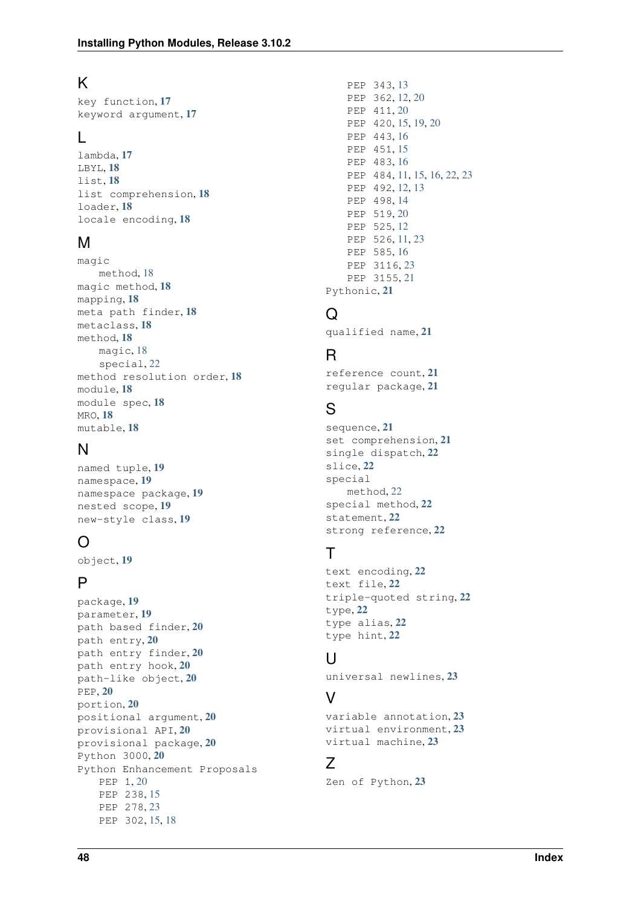## K

key function, **17**
keyword argument, **17**

## L

lambda, **17**
LBYL, **18**
list, **18**
list comprehension, **18**
loader, **18**
locale encoding, **18**

## M

magic
    method, 18
magic method, **18**
mapping, **18**
meta path finder, **18**
metaclass, **18**
method, **18**
    magic, 18
    special, 22
method resolution order, **18**
module, **18**
module spec, **18**
MRO, **18**
mutable, **18**

## N

named tuple, **19**
namespace, **19**
namespace package, **19**
nested scope, **19**
new-style class, **19**

## O

object, **19**

## P

package, **19**
parameter, **19**
path based finder, **20**
path entry, **20**
path entry finder, **20**
path entry hook, **20**
path-like object, **20**
PEP, **20**
portion, **20**
positional argument, **20**
provisional API, **20**
provisional package, **20**
Python 3000, **20**
Python Enhancement Proposals
    PEP 1, 20
    PEP 238, 15
    PEP 278, 23
    PEP 302, 15, 18
    PEP 343, 13
    PEP 362, 12, 20
    PEP 411, 20
    PEP 420, 15, 19, 20
    PEP 443, 16
    PEP 451, 15
    PEP 483, 16
    PEP 484, 11, 15, 16, 22, 23
    PEP 492, 12, 13
    PEP 498, 14
    PEP 519, 20
    PEP 525, 12
    PEP 526, 11, 23
    PEP 585, 16
    PEP 3116, 23
    PEP 3155, 21
Pythonic, **21**

## Q

qualified name, **21**

## R

reference count, **21**
regular package, **21**

## S

sequence, **21**
set comprehension, **21**
single dispatch, **22**
slice, **22**
special
    method, 22
special method, **22**
statement, **22**
strong reference, **22**

## T

text encoding, **22**
text file, **22**
triple-quoted string, **22**
type, **22**
type alias, **22**
type hint, **22**

## U

universal newlines, **23**

## V

variable annotation, **23**
virtual environment, **23**
virtual machine, **23**

## Z

Zen of Python, **23**